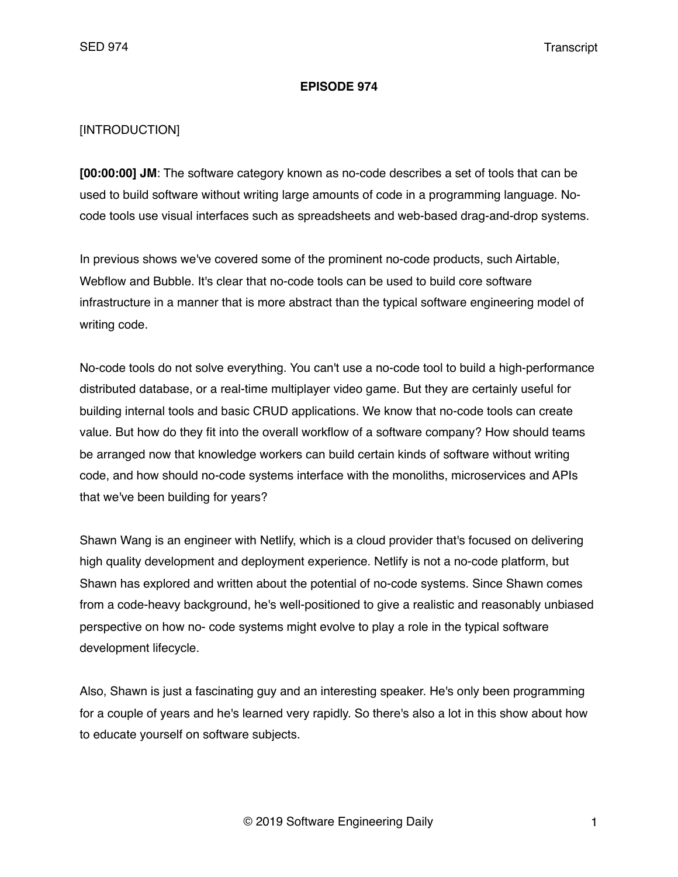**EPISODE 974**

[INTRODUCTION]

**[00:00:00] JM**: The software category known as no-code describes a set of tools that can be used to build software without writing large amounts of code in a programming language. No-code tools use visual interfaces such as spreadsheets and web-based drag-and-drop systems.

In previous shows we've covered some of the prominent no-code products, such Airtable, Webflow and Bubble. It's clear that no-code tools can be used to build core software infrastructure in a manner that is more abstract than the typical software engineering model of writing code.

No-code tools do not solve everything. You can't use a no-code tool to build a high-performance distributed database, or a real-time multiplayer video game. But they are certainly useful for building internal tools and basic CRUD applications. We know that no-code tools can create value. But how do they fit into the overall workflow of a software company? How should teams be arranged now that knowledge workers can build certain kinds of software without writing code, and how should no-code systems interface with the monoliths, microservices and APIs that we've been building for years?

Shawn Wang is an engineer with Netlify, which is a cloud provider that's focused on delivering high quality development and deployment experience. Netlify is not a no-code platform, but Shawn has explored and written about the potential of no-code systems. Since Shawn comes from a code-heavy background, he's well-positioned to give a realistic and reasonably unbiased perspective on how no- code systems might evolve to play a role in the typical software development lifecycle.

Also, Shawn is just a fascinating guy and an interesting speaker. He's only been programming for a couple of years and he's learned very rapidly. So there's also a lot in this show about how to educate yourself on software subjects.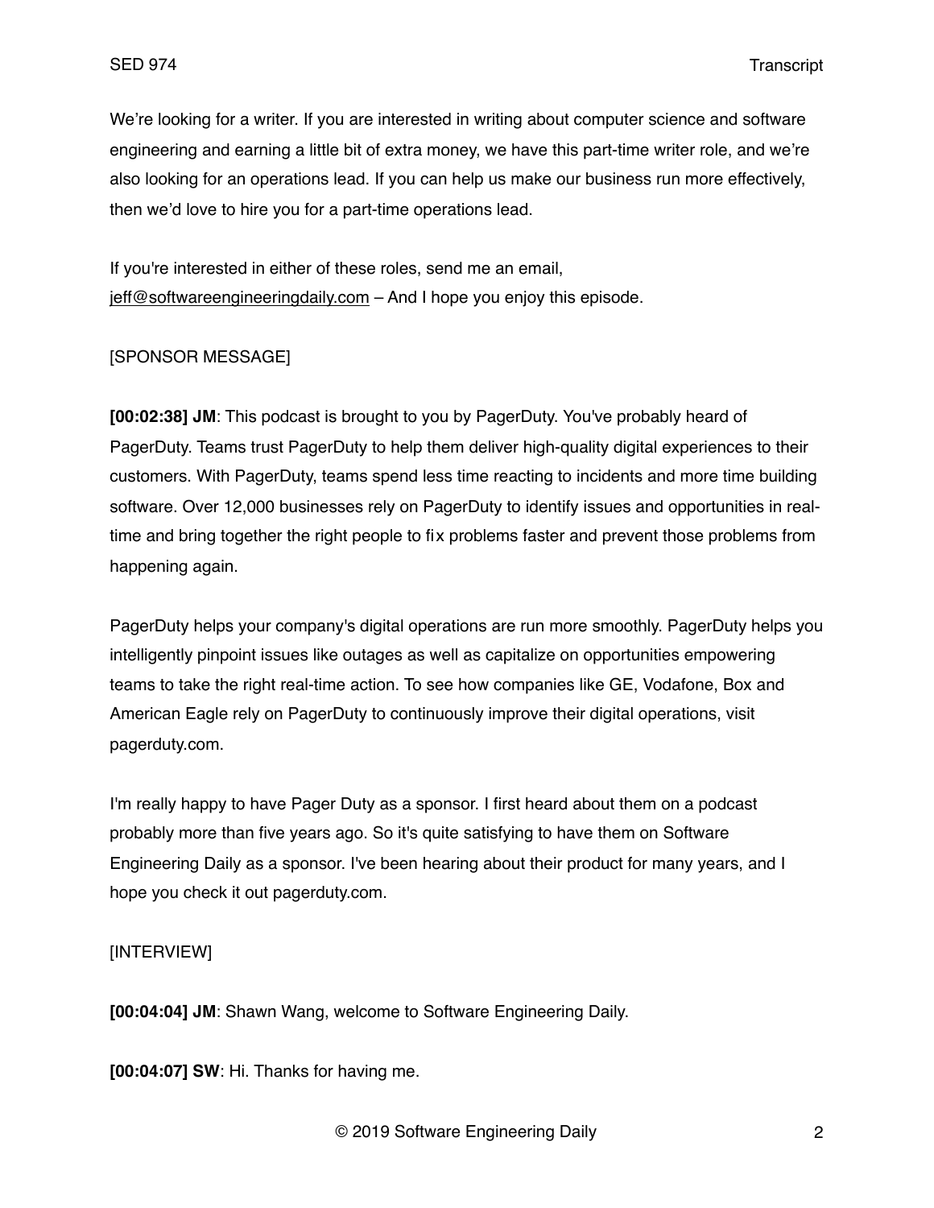We're looking for a writer. If you are interested in writing about computer science and software engineering and earning a little bit of extra money, we have this part-time writer role, and we're also looking for an operations lead. If you can help us make our business run more effectively, then we'd love to hire you for a part-time operations lead.

If you're interested in either of these roles, send me an email, jeff@softwareengineeringdaily.com – And I hope you enjoy this episode.

[SPONSOR MESSAGE]

**[00:02:38] JM**: This podcast is brought to you by PagerDuty. You've probably heard of PagerDuty. Teams trust PagerDuty to help them deliver high-quality digital experiences to their customers. With PagerDuty, teams spend less time reacting to incidents and more time building software. Over 12,000 businesses rely on PagerDuty to identify issues and opportunities in real-time and bring together the right people to fix problems faster and prevent those problems from happening again.

PagerDuty helps your company's digital operations are run more smoothly. PagerDuty helps you intelligently pinpoint issues like outages as well as capitalize on opportunities empowering teams to take the right real-time action. To see how companies like GE, Vodafone, Box and American Eagle rely on PagerDuty to continuously improve their digital operations, visit pagerduty.com.

I'm really happy to have Pager Duty as a sponsor. I first heard about them on a podcast probably more than five years ago. So it's quite satisfying to have them on Software Engineering Daily as a sponsor. I've been hearing about their product for many years, and I hope you check it out pagerduty.com.

[INTERVIEW]

**[00:04:04] JM**: Shawn Wang, welcome to Software Engineering Daily.

**[00:04:07] SW**: Hi. Thanks for having me.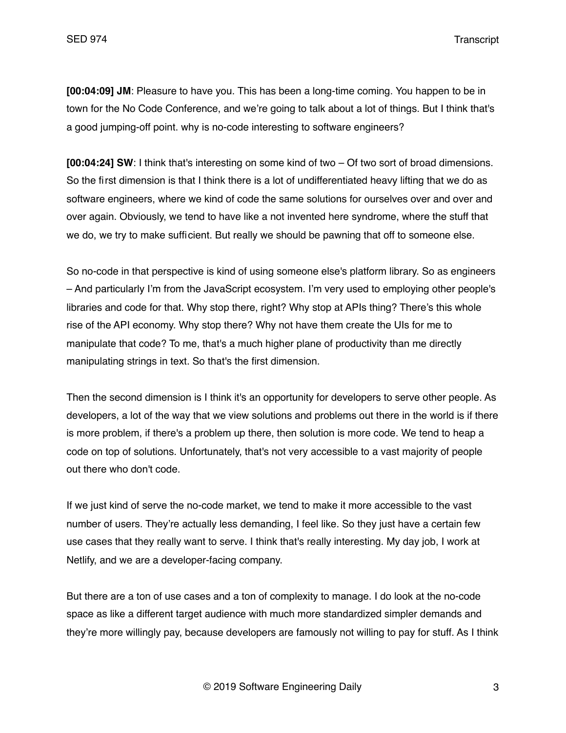**[00:04:09] JM**: Pleasure to have you. This has been a long-time coming. You happen to be in town for the No Code Conference, and we're going to talk about a lot of things. But I think that's a good jumping-off point. why is no-code interesting to software engineers?

**[00:04:24] SW**: I think that's interesting on some kind of two – Of two sort of broad dimensions. So the first dimension is that I think there is a lot of undifferentiated heavy lifting that we do as software engineers, where we kind of code the same solutions for ourselves over and over and over again. Obviously, we tend to have like a not invented here syndrome, where the stuff that we do, we try to make sufficient. But really we should be pawning that off to someone else.

So no-code in that perspective is kind of using someone else's platform library. So as engineers – And particularly I'm from the JavaScript ecosystem. I'm very used to employing other people's libraries and code for that. Why stop there, right? Why stop at APIs thing? There's this whole rise of the API economy. Why stop there? Why not have them create the UIs for me to manipulate that code? To me, that's a much higher plane of productivity than me directly manipulating strings in text. So that's the first dimension.

Then the second dimension is I think it's an opportunity for developers to serve other people. As developers, a lot of the way that we view solutions and problems out there in the world is if there is more problem, if there's a problem up there, then solution is more code. We tend to heap a code on top of solutions. Unfortunately, that's not very accessible to a vast majority of people out there who don't code.

If we just kind of serve the no-code market, we tend to make it more accessible to the vast number of users. They're actually less demanding, I feel like. So they just have a certain few use cases that they really want to serve. I think that's really interesting. My day job, I work at Netlify, and we are a developer-facing company.

But there are a ton of use cases and a ton of complexity to manage. I do look at the no-code space as like a different target audience with much more standardized simpler demands and they're more willingly pay, because developers are famously not willing to pay for stuff. As I think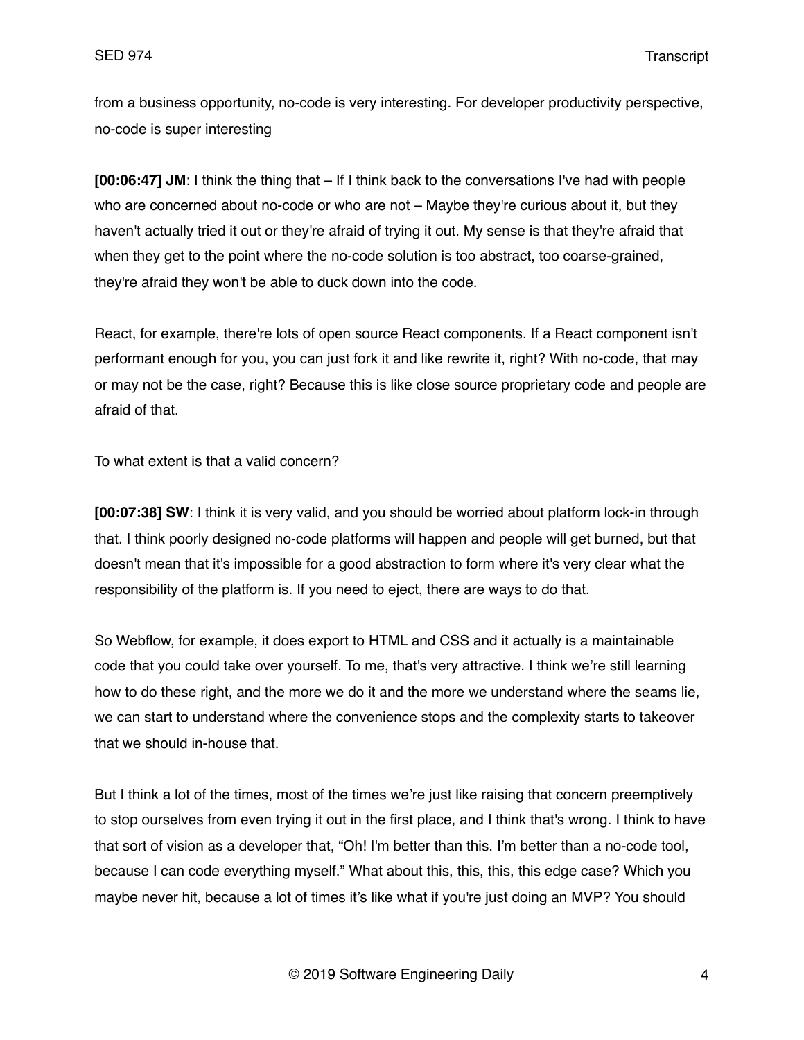from a business opportunity, no-code is very interesting. For developer productivity perspective, no-code is super interesting

**[00:06:47] JM**: I think the thing that – If I think back to the conversations I've had with people who are concerned about no-code or who are not – Maybe they're curious about it, but they haven't actually tried it out or they're afraid of trying it out. My sense is that they're afraid that when they get to the point where the no-code solution is too abstract, too coarse-grained, they're afraid they won't be able to duck down into the code.

React, for example, there're lots of open source React components. If a React component isn't performant enough for you, you can just fork it and like rewrite it, right? With no-code, that may or may not be the case, right? Because this is like close source proprietary code and people are afraid of that.

To what extent is that a valid concern?

**[00:07:38] SW**: I think it is very valid, and you should be worried about platform lock-in through that. I think poorly designed no-code platforms will happen and people will get burned, but that doesn't mean that it's impossible for a good abstraction to form where it's very clear what the responsibility of the platform is. If you need to eject, there are ways to do that.

So Webflow, for example, it does export to HTML and CSS and it actually is a maintainable code that you could take over yourself. To me, that's very attractive. I think we're still learning how to do these right, and the more we do it and the more we understand where the seams lie, we can start to understand where the convenience stops and the complexity starts to takeover that we should in-house that.

But I think a lot of the times, most of the times we're just like raising that concern preemptively to stop ourselves from even trying it out in the first place, and I think that's wrong. I think to have that sort of vision as a developer that, "Oh! I'm better than this. I'm better than a no-code tool, because I can code everything myself." What about this, this, this, this edge case? Which you maybe never hit, because a lot of times it's like what if you're just doing an MVP? You should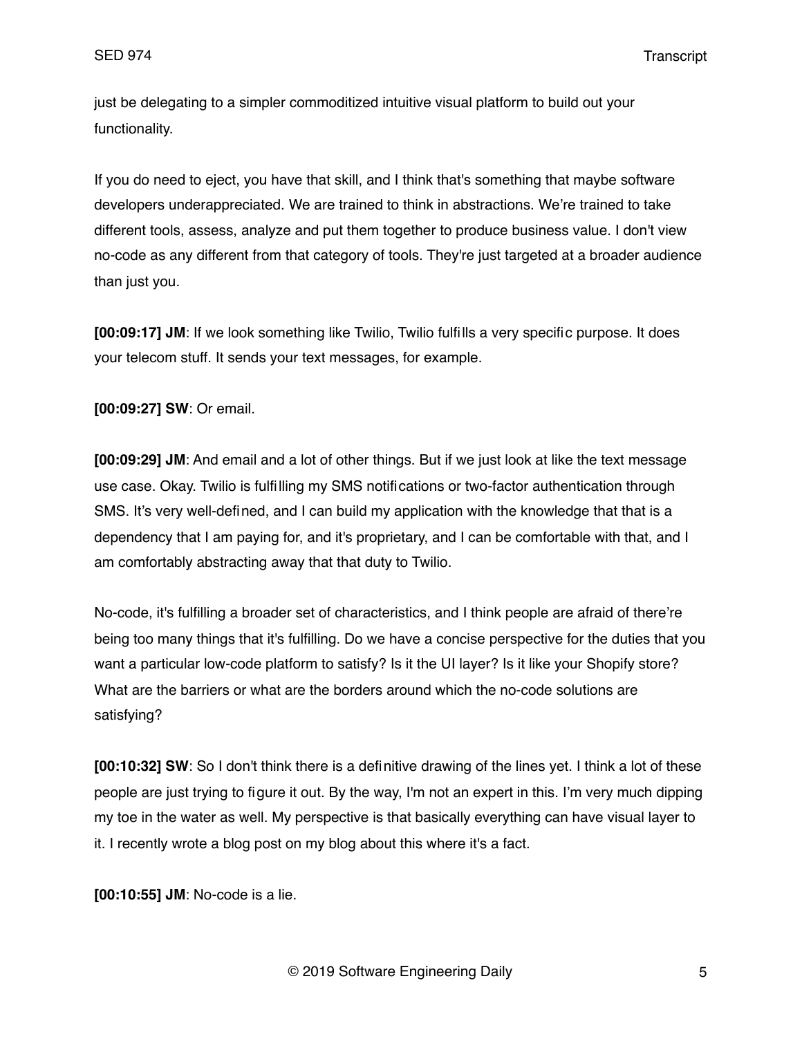just be delegating to a simpler commoditized intuitive visual platform to build out your functionality.

If you do need to eject, you have that skill, and I think that's something that maybe software developers underappreciated. We are trained to think in abstractions. We're trained to take different tools, assess, analyze and put them together to produce business value. I don't view no-code as any different from that category of tools. They're just targeted at a broader audience than just you.

**[00:09:17] JM**: If we look something like Twilio, Twilio fulfills a very specific purpose. It does your telecom stuff. It sends your text messages, for example.

**[00:09:27] SW**: Or email.

**[00:09:29] JM**: And email and a lot of other things. But if we just look at like the text message use case. Okay. Twilio is fulfilling my SMS notifications or two-factor authentication through SMS. It's very well-defined, and I can build my application with the knowledge that that is a dependency that I am paying for, and it's proprietary, and I can be comfortable with that, and I am comfortably abstracting away that that duty to Twilio.

No-code, it's fulfilling a broader set of characteristics, and I think people are afraid of there're being too many things that it's fulfilling. Do we have a concise perspective for the duties that you want a particular low-code platform to satisfy? Is it the UI layer? Is it like your Shopify store? What are the barriers or what are the borders around which the no-code solutions are satisfying?

**[00:10:32] SW**: So I don't think there is a definitive drawing of the lines yet. I think a lot of these people are just trying to figure it out. By the way, I'm not an expert in this. I'm very much dipping my toe in the water as well. My perspective is that basically everything can have visual layer to it. I recently wrote a blog post on my blog about this where it's a fact.

**[00:10:55] JM**: No-code is a lie.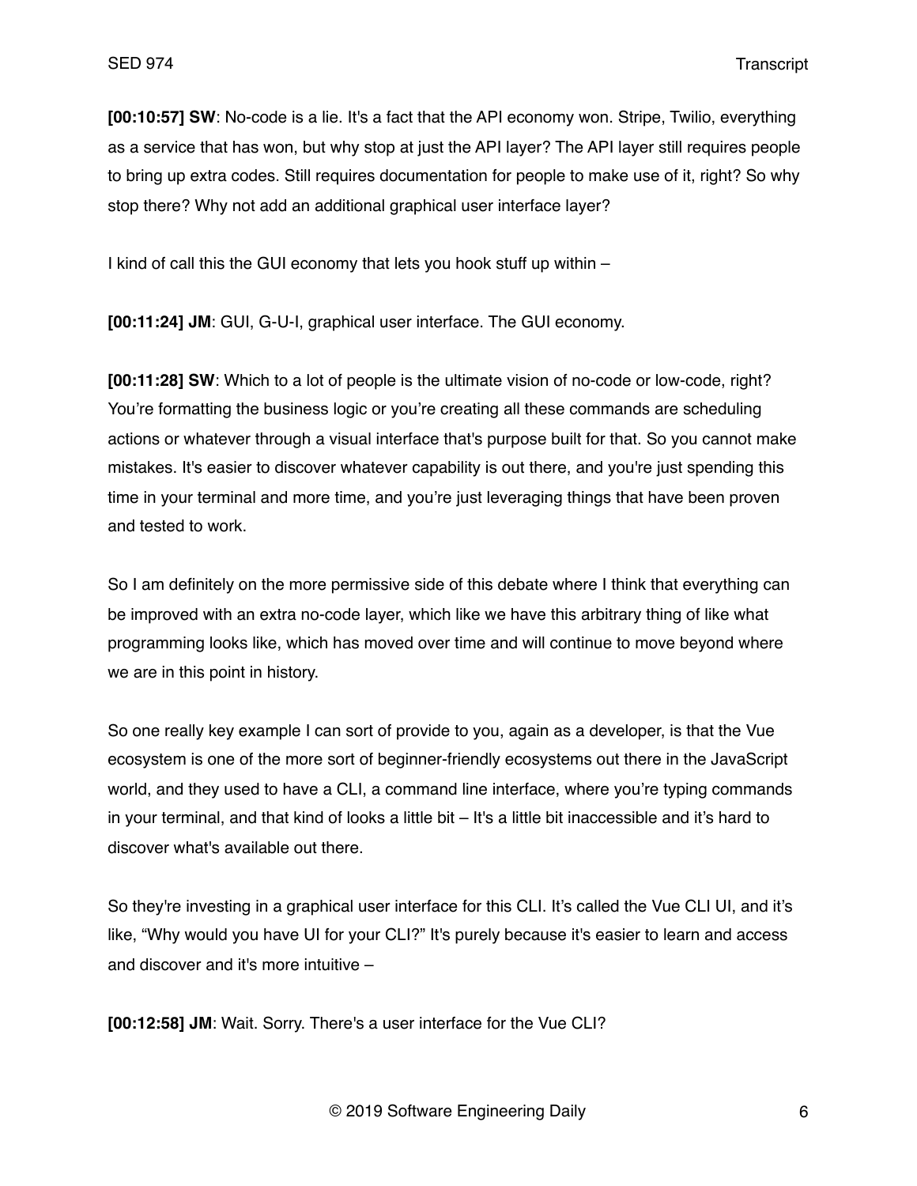**[00:10:57] SW**: No-code is a lie. It's a fact that the API economy won. Stripe, Twilio, everything as a service that has won, but why stop at just the API layer? The API layer still requires people to bring up extra codes. Still requires documentation for people to make use of it, right? So why stop there? Why not add an additional graphical user interface layer?

I kind of call this the GUI economy that lets you hook stuff up within –

**[00:11:24] JM**: GUI, G-U-I, graphical user interface. The GUI economy.

**[00:11:28] SW**: Which to a lot of people is the ultimate vision of no-code or low-code, right? You're formatting the business logic or you're creating all these commands are scheduling actions or whatever through a visual interface that's purpose built for that. So you cannot make mistakes. It's easier to discover whatever capability is out there, and you're just spending this time in your terminal and more time, and you're just leveraging things that have been proven and tested to work.

So I am definitely on the more permissive side of this debate where I think that everything can be improved with an extra no-code layer, which like we have this arbitrary thing of like what programming looks like, which has moved over time and will continue to move beyond where we are in this point in history.

So one really key example I can sort of provide to you, again as a developer, is that the Vue ecosystem is one of the more sort of beginner-friendly ecosystems out there in the JavaScript world, and they used to have a CLI, a command line interface, where you're typing commands in your terminal, and that kind of looks a little bit – It's a little bit inaccessible and it's hard to discover what's available out there.

So they're investing in a graphical user interface for this CLI. It's called the Vue CLI UI, and it's like, "Why would you have UI for your CLI?" It's purely because it's easier to learn and access and discover and it's more intuitive –

**[00:12:58] JM**: Wait. Sorry. There's a user interface for the Vue CLI?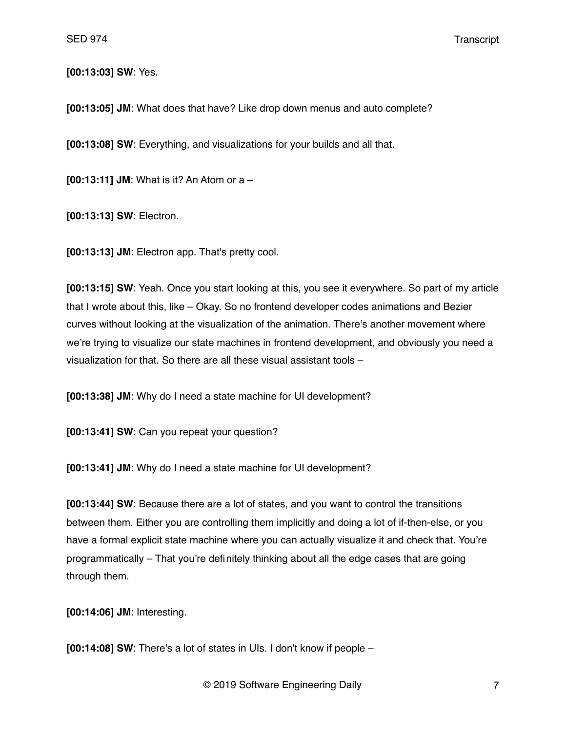**[00:13:03] SW**: Yes.

**[00:13:05] JM**: What does that have? Like drop down menus and auto complete?

**[00:13:08] SW**: Everything, and visualizations for your builds and all that.

**[00:13:11] JM**: What is it? An Atom or a –

**[00:13:13] SW**: Electron.

**[00:13:13] JM**: Electron app. That's pretty cool.

**[00:13:15] SW**: Yeah. Once you start looking at this, you see it everywhere. So part of my article that I wrote about this, like – Okay. So no frontend developer codes animations and Bezier curves without looking at the visualization of the animation. There's another movement where we're trying to visualize our state machines in frontend development, and obviously you need a visualization for that. So there are all these visual assistant tools –

**[00:13:38] JM**: Why do I need a state machine for UI development?

**[00:13:41] SW**: Can you repeat your question?

**[00:13:41] JM**: Why do I need a state machine for UI development?

**[00:13:44] SW**: Because there are a lot of states, and you want to control the transitions between them. Either you are controlling them implicitly and doing a lot of if-then-else, or you have a formal explicit state machine where you can actually visualize it and check that. You're programmatically – That you're definitely thinking about all the edge cases that are going through them.

**[00:14:06] JM**: Interesting.

**[00:14:08] SW**: There's a lot of states in UIs. I don't know if people –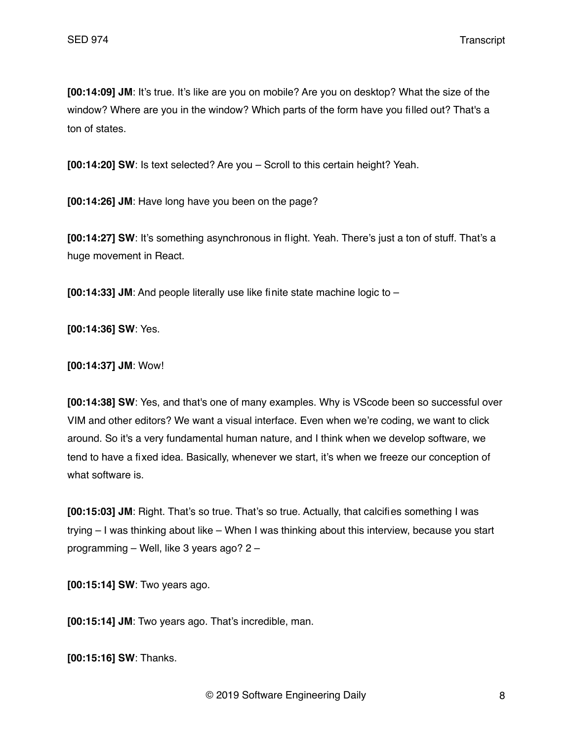**[00:14:09] JM**: It's true. It's like are you on mobile? Are you on desktop? What the size of the window? Where are you in the window? Which parts of the form have you filled out? That's a ton of states.

**[00:14:20] SW**: Is text selected? Are you – Scroll to this certain height? Yeah.

**[00:14:26] JM**: Have long have you been on the page?

**[00:14:27] SW**: It's something asynchronous in flight. Yeah. There's just a ton of stuff. That's a huge movement in React.

**[00:14:33] JM**: And people literally use like finite state machine logic to –

**[00:14:36] SW**: Yes.

**[00:14:37] JM**: Wow!

**[00:14:38] SW**: Yes, and that's one of many examples. Why is VScode been so successful over VIM and other editors? We want a visual interface. Even when we're coding, we want to click around. So it's a very fundamental human nature, and I think when we develop software, we tend to have a fixed idea. Basically, whenever we start, it's when we freeze our conception of what software is.

**[00:15:03] JM**: Right. That's so true. That's so true. Actually, that calcifies something I was trying – I was thinking about like – When I was thinking about this interview, because you start programming – Well, like 3 years ago? 2 –

**[00:15:14] SW**: Two years ago.

**[00:15:14] JM**: Two years ago. That's incredible, man.

**[00:15:16] SW**: Thanks.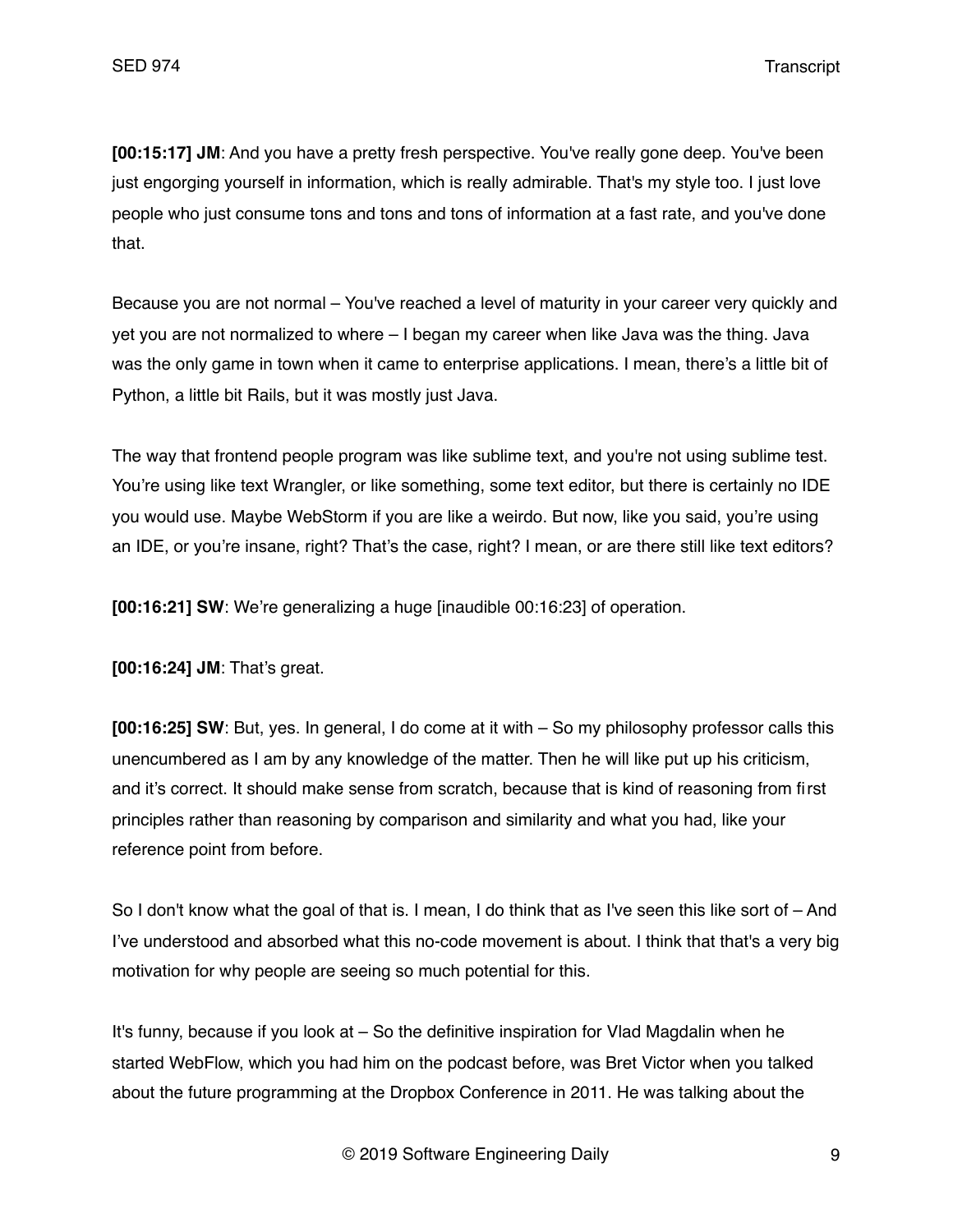**[00:15:17] JM**: And you have a pretty fresh perspective. You've really gone deep. You've been just engorging yourself in information, which is really admirable. That's my style too. I just love people who just consume tons and tons and tons of information at a fast rate, and you've done that.

Because you are not normal – You've reached a level of maturity in your career very quickly and yet you are not normalized to where – I began my career when like Java was the thing. Java was the only game in town when it came to enterprise applications. I mean, there's a little bit of Python, a little bit Rails, but it was mostly just Java.

The way that frontend people program was like sublime text, and you're not using sublime test. You're using like text Wrangler, or like something, some text editor, but there is certainly no IDE you would use. Maybe WebStorm if you are like a weirdo. But now, like you said, you're using an IDE, or you're insane, right? That's the case, right? I mean, or are there still like text editors?

**[00:16:21] SW**: We're generalizing a huge [inaudible 00:16:23] of operation.

**[00:16:24] JM**: That's great.

**[00:16:25] SW**: But, yes. In general, I do come at it with – So my philosophy professor calls this unencumbered as I am by any knowledge of the matter. Then he will like put up his criticism, and it's correct. It should make sense from scratch, because that is kind of reasoning from first principles rather than reasoning by comparison and similarity and what you had, like your reference point from before.

So I don't know what the goal of that is. I mean, I do think that as I've seen this like sort of – And I've understood and absorbed what this no-code movement is about. I think that that's a very big motivation for why people are seeing so much potential for this.

It's funny, because if you look at – So the definitive inspiration for Vlad Magdalin when he started WebFlow, which you had him on the podcast before, was Bret Victor when you talked about the future programming at the Dropbox Conference in 2011. He was talking about the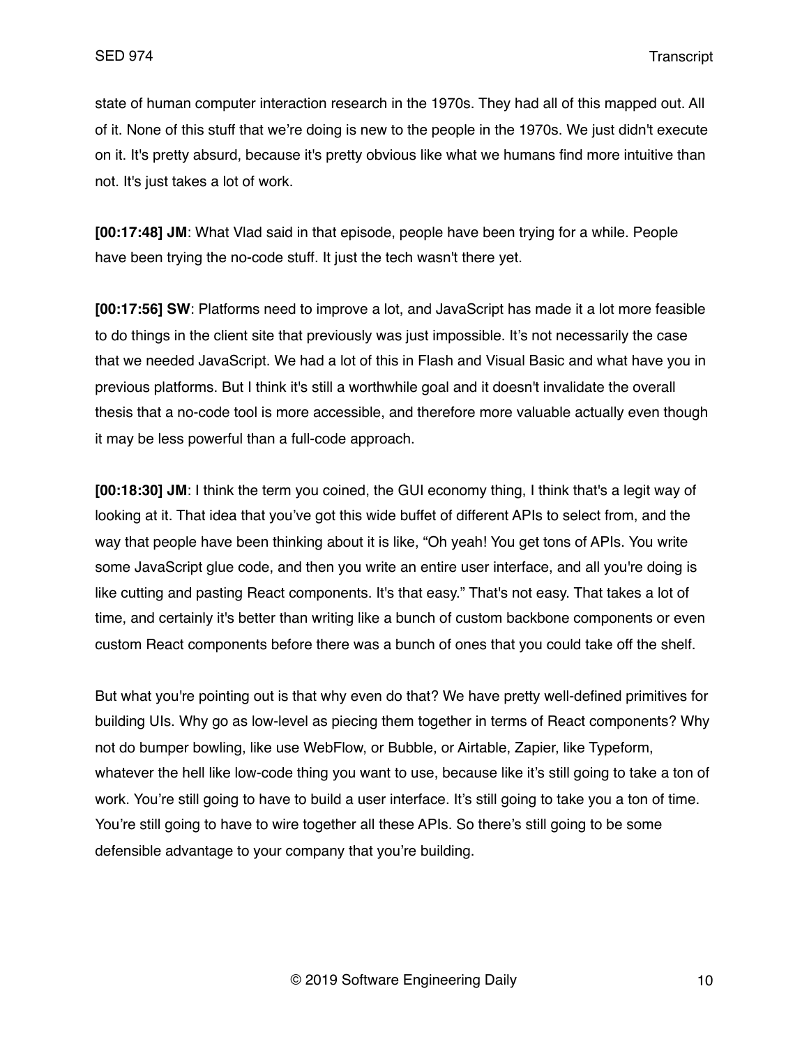state of human computer interaction research in the 1970s. They had all of this mapped out. All of it. None of this stuff that we're doing is new to the people in the 1970s. We just didn't execute on it. It's pretty absurd, because it's pretty obvious like what we humans find more intuitive than not. It's just takes a lot of work.

**[00:17:48] JM**: What Vlad said in that episode, people have been trying for a while. People have been trying the no-code stuff. It just the tech wasn't there yet.

**[00:17:56] SW**: Platforms need to improve a lot, and JavaScript has made it a lot more feasible to do things in the client site that previously was just impossible. It's not necessarily the case that we needed JavaScript. We had a lot of this in Flash and Visual Basic and what have you in previous platforms. But I think it's still a worthwhile goal and it doesn't invalidate the overall thesis that a no-code tool is more accessible, and therefore more valuable actually even though it may be less powerful than a full-code approach.

**[00:18:30] JM**: I think the term you coined, the GUI economy thing, I think that's a legit way of looking at it. That idea that you've got this wide buffet of different APIs to select from, and the way that people have been thinking about it is like, "Oh yeah! You get tons of APIs. You write some JavaScript glue code, and then you write an entire user interface, and all you're doing is like cutting and pasting React components. It's that easy." That's not easy. That takes a lot of time, and certainly it's better than writing like a bunch of custom backbone components or even custom React components before there was a bunch of ones that you could take off the shelf.

But what you're pointing out is that why even do that? We have pretty well-defined primitives for building UIs. Why go as low-level as piecing them together in terms of React components? Why not do bumper bowling, like use WebFlow, or Bubble, or Airtable, Zapier, like Typeform, whatever the hell like low-code thing you want to use, because like it's still going to take a ton of work. You're still going to have to build a user interface. It's still going to take you a ton of time. You're still going to have to wire together all these APIs. So there's still going to be some defensible advantage to your company that you're building.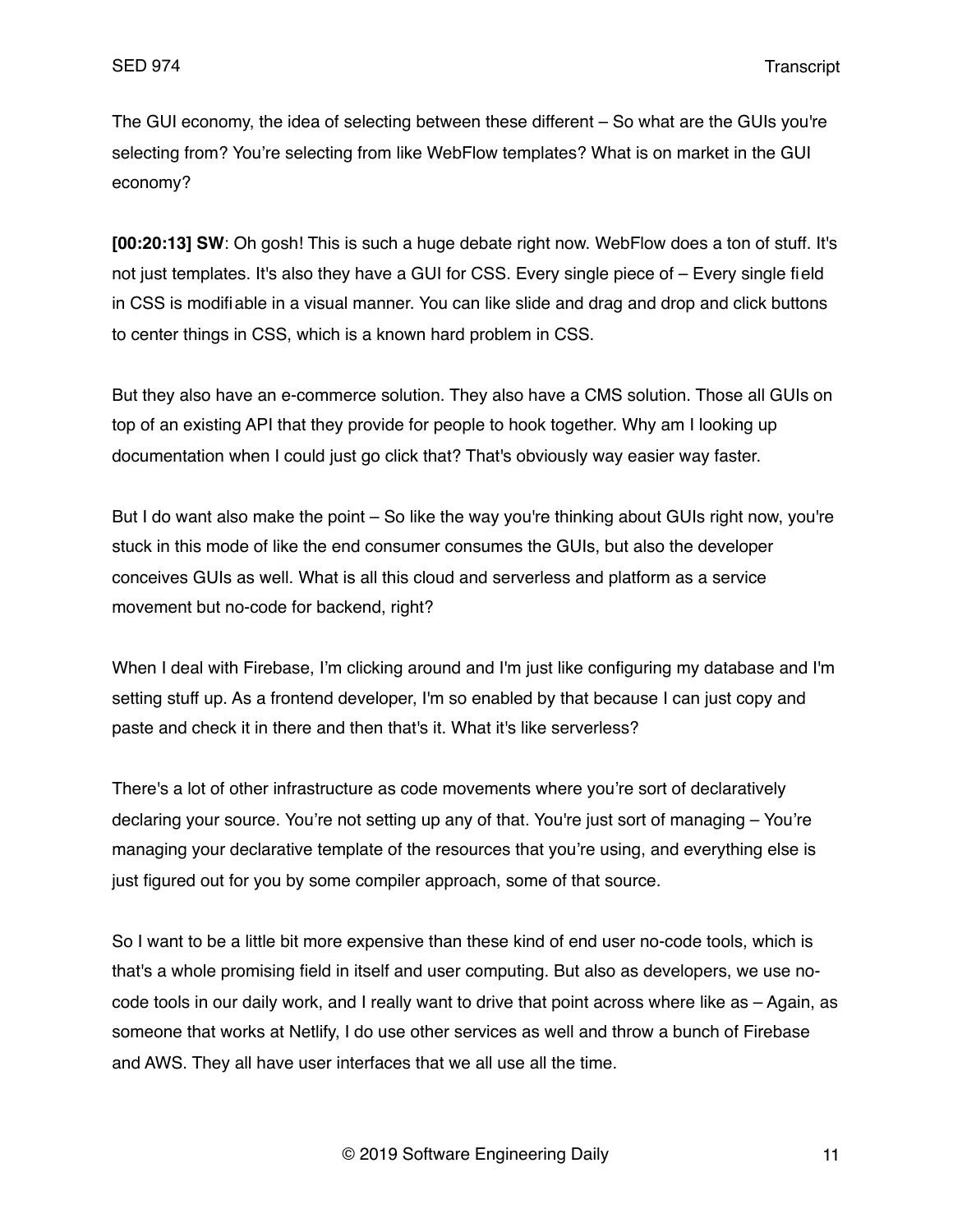The GUI economy, the idea of selecting between these different – So what are the GUIs you're selecting from? You're selecting from like WebFlow templates? What is on market in the GUI economy?

**[00:20:13] SW**: Oh gosh! This is such a huge debate right now. WebFlow does a ton of stuff. It's not just templates. It's also they have a GUI for CSS. Every single piece of – Every single field in CSS is modifiable in a visual manner. You can like slide and drag and drop and click buttons to center things in CSS, which is a known hard problem in CSS.

But they also have an e-commerce solution. They also have a CMS solution. Those all GUIs on top of an existing API that they provide for people to hook together. Why am I looking up documentation when I could just go click that? That's obviously way easier way faster.

But I do want also make the point – So like the way you're thinking about GUIs right now, you're stuck in this mode of like the end consumer consumes the GUIs, but also the developer conceives GUIs as well. What is all this cloud and serverless and platform as a service movement but no-code for backend, right?

When I deal with Firebase, I'm clicking around and I'm just like configuring my database and I'm setting stuff up. As a frontend developer, I'm so enabled by that because I can just copy and paste and check it in there and then that's it. What it's like serverless?

There's a lot of other infrastructure as code movements where you're sort of declaratively declaring your source. You're not setting up any of that. You're just sort of managing – You're managing your declarative template of the resources that you're using, and everything else is just figured out for you by some compiler approach, some of that source.

So I want to be a little bit more expensive than these kind of end user no-code tools, which is that's a whole promising field in itself and user computing. But also as developers, we use no-code tools in our daily work, and I really want to drive that point across where like as – Again, as someone that works at Netlify, I do use other services as well and throw a bunch of Firebase and AWS. They all have user interfaces that we all use all the time.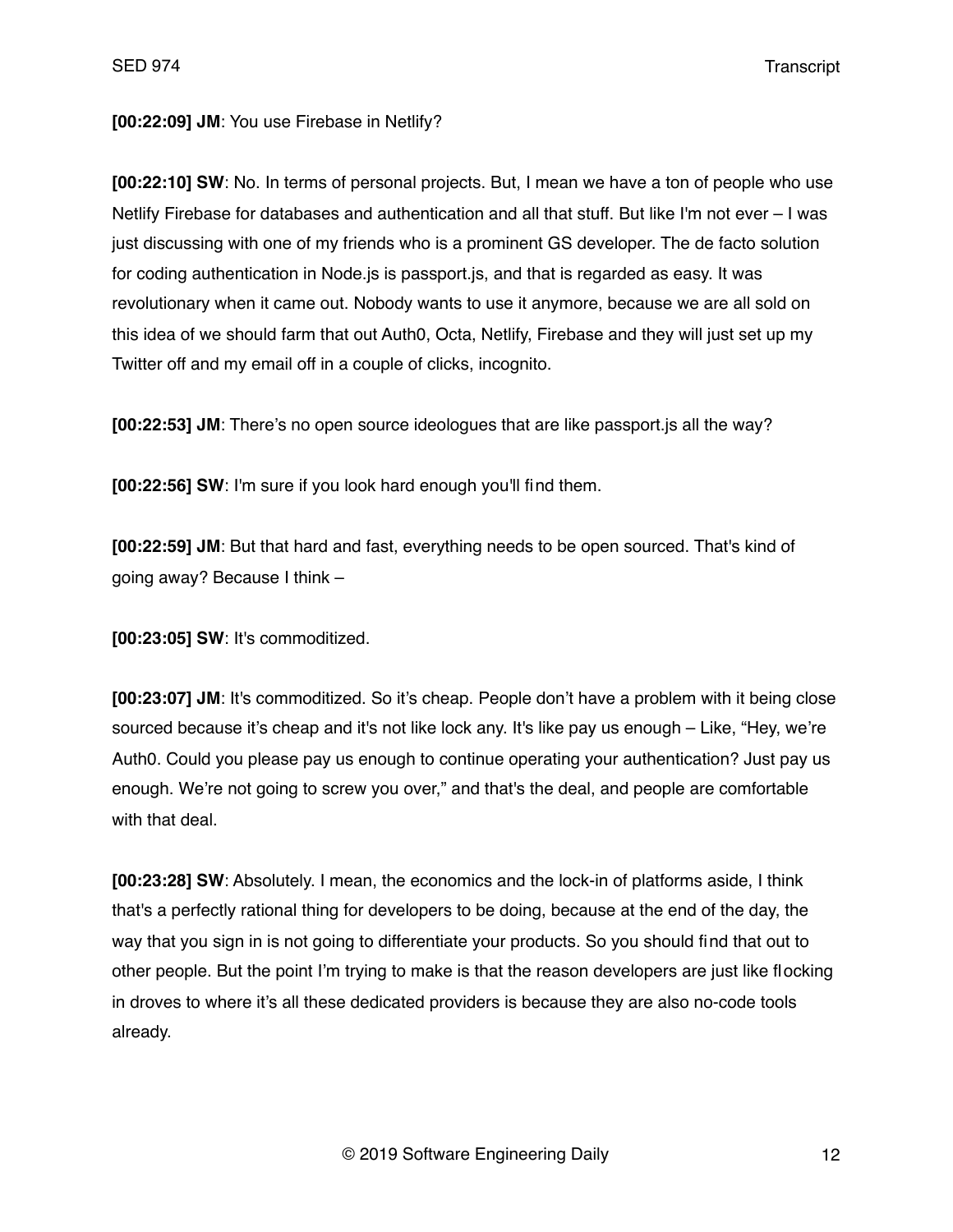**[00:22:09] JM**: You use Firebase in Netlify?

**[00:22:10] SW**: No. In terms of personal projects. But, I mean we have a ton of people who use Netlify Firebase for databases and authentication and all that stuff. But like I'm not ever – I was just discussing with one of my friends who is a prominent GS developer. The de facto solution for coding authentication in Node.js is passport.js, and that is regarded as easy. It was revolutionary when it came out. Nobody wants to use it anymore, because we are all sold on this idea of we should farm that out Auth0, Octa, Netlify, Firebase and they will just set up my Twitter off and my email off in a couple of clicks, incognito.

**[00:22:53] JM**: There's no open source ideologues that are like passport.js all the way?

**[00:22:56] SW**: I'm sure if you look hard enough you'll find them.

**[00:22:59] JM**: But that hard and fast, everything needs to be open sourced. That's kind of going away? Because I think –

**[00:23:05] SW**: It's commoditized.

**[00:23:07] JM**: It's commoditized. So it's cheap. People don't have a problem with it being close sourced because it's cheap and it's not like lock any. It's like pay us enough – Like, "Hey, we're Auth0. Could you please pay us enough to continue operating your authentication? Just pay us enough. We're not going to screw you over," and that's the deal, and people are comfortable with that deal.

**[00:23:28] SW**: Absolutely. I mean, the economics and the lock-in of platforms aside, I think that's a perfectly rational thing for developers to be doing, because at the end of the day, the way that you sign in is not going to differentiate your products. So you should find that out to other people. But the point I'm trying to make is that the reason developers are just like flocking in droves to where it's all these dedicated providers is because they are also no-code tools already.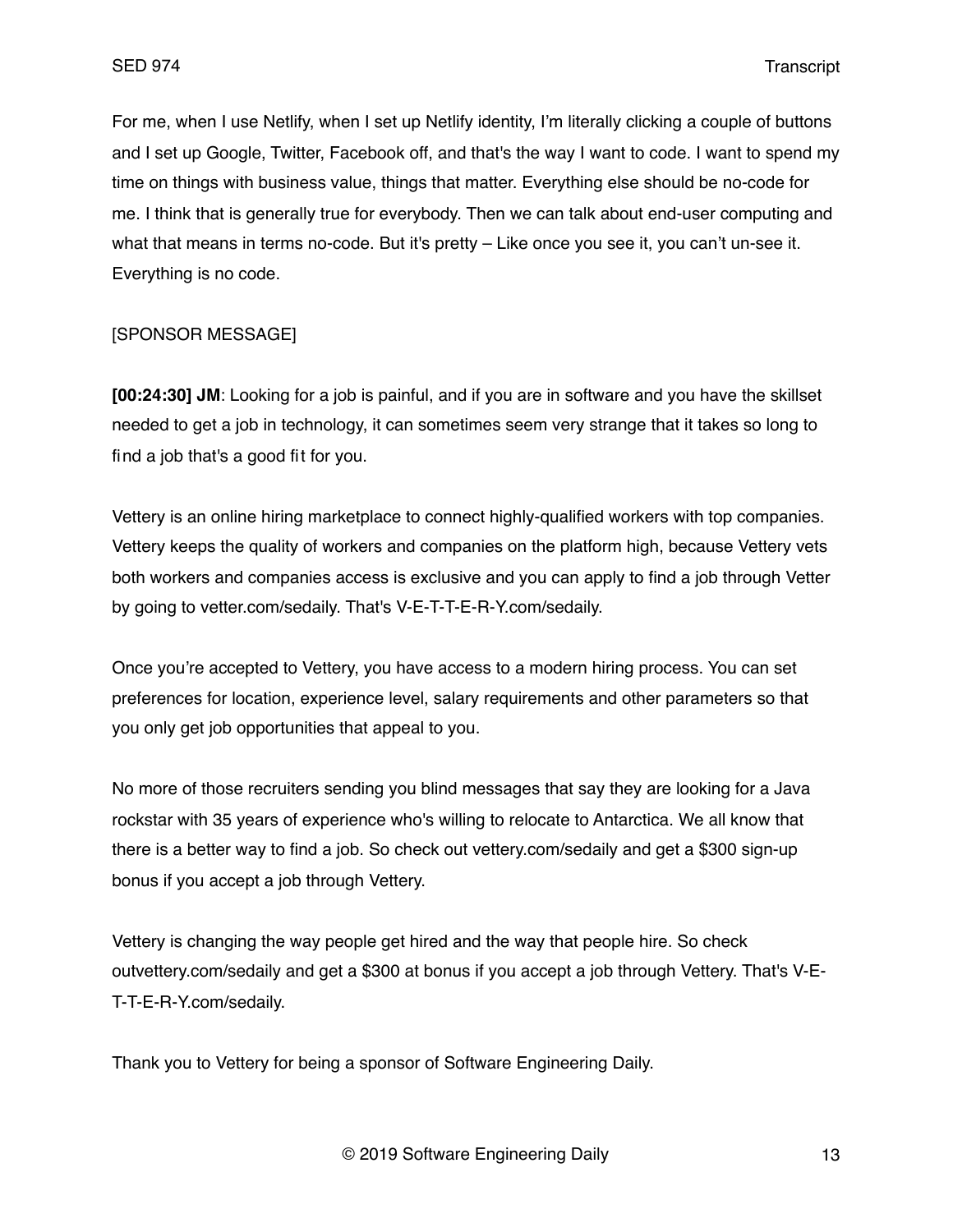For me, when I use Netlify, when I set up Netlify identity, I'm literally clicking a couple of buttons and I set up Google, Twitter, Facebook off, and that's the way I want to code. I want to spend my time on things with business value, things that matter. Everything else should be no-code for me. I think that is generally true for everybody. Then we can talk about end-user computing and what that means in terms no-code. But it's pretty – Like once you see it, you can't un-see it. Everything is no code.

[SPONSOR MESSAGE]

**[00:24:30] JM**: Looking for a job is painful, and if you are in software and you have the skillset needed to get a job in technology, it can sometimes seem very strange that it takes so long to find a job that's a good fit for you.

Vettery is an online hiring marketplace to connect highly-qualified workers with top companies. Vettery keeps the quality of workers and companies on the platform high, because Vettery vets both workers and companies access is exclusive and you can apply to find a job through Vetter by going to vetter.com/sedaily. That's V-E-T-T-E-R-Y.com/sedaily.

Once you're accepted to Vettery, you have access to a modern hiring process. You can set preferences for location, experience level, salary requirements and other parameters so that you only get job opportunities that appeal to you.

No more of those recruiters sending you blind messages that say they are looking for a Java rockstar with 35 years of experience who's willing to relocate to Antarctica. We all know that there is a better way to find a job. So check out vettery.com/sedaily and get a $300 sign-up bonus if you accept a job through Vettery.

Vettery is changing the way people get hired and the way that people hire. So check outvettery.com/sedaily and get a $300 at bonus if you accept a job through Vettery. That's V-E-T-T-E-R-Y.com/sedaily.

Thank you to Vettery for being a sponsor of Software Engineering Daily.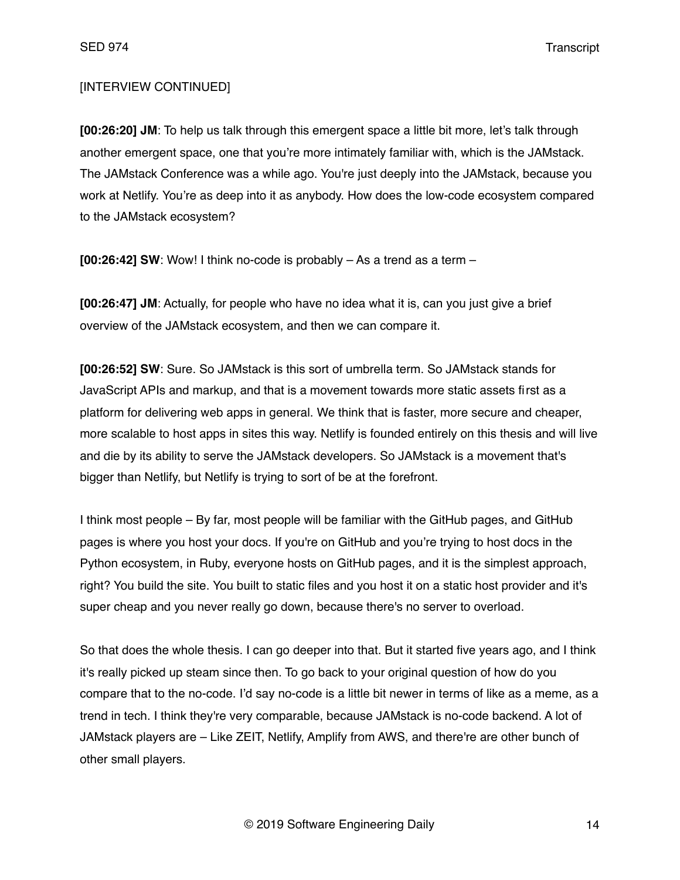[INTERVIEW CONTINUED]

**[00:26:20] JM**: To help us talk through this emergent space a little bit more, let's talk through another emergent space, one that you're more intimately familiar with, which is the JAMstack. The JAMstack Conference was a while ago. You're just deeply into the JAMstack, because you work at Netlify. You're as deep into it as anybody. How does the low-code ecosystem compared to the JAMstack ecosystem?

**[00:26:42] SW**: Wow! I think no-code is probably – As a trend as a term –

**[00:26:47] JM**: Actually, for people who have no idea what it is, can you just give a brief overview of the JAMstack ecosystem, and then we can compare it.

**[00:26:52] SW**: Sure. So JAMstack is this sort of umbrella term. So JAMstack stands for JavaScript APIs and markup, and that is a movement towards more static assets first as a platform for delivering web apps in general. We think that is faster, more secure and cheaper, more scalable to host apps in sites this way. Netlify is founded entirely on this thesis and will live and die by its ability to serve the JAMstack developers. So JAMstack is a movement that's bigger than Netlify, but Netlify is trying to sort of be at the forefront.

I think most people – By far, most people will be familiar with the GitHub pages, and GitHub pages is where you host your docs. If you're on GitHub and you're trying to host docs in the Python ecosystem, in Ruby, everyone hosts on GitHub pages, and it is the simplest approach, right? You build the site. You built to static files and you host it on a static host provider and it's super cheap and you never really go down, because there's no server to overload.

So that does the whole thesis. I can go deeper into that. But it started five years ago, and I think it's really picked up steam since then. To go back to your original question of how do you compare that to the no-code. I'd say no-code is a little bit newer in terms of like as a meme, as a trend in tech. I think they're very comparable, because JAMstack is no-code backend. A lot of JAMstack players are – Like ZEIT, Netlify, Amplify from AWS, and there're are other bunch of other small players.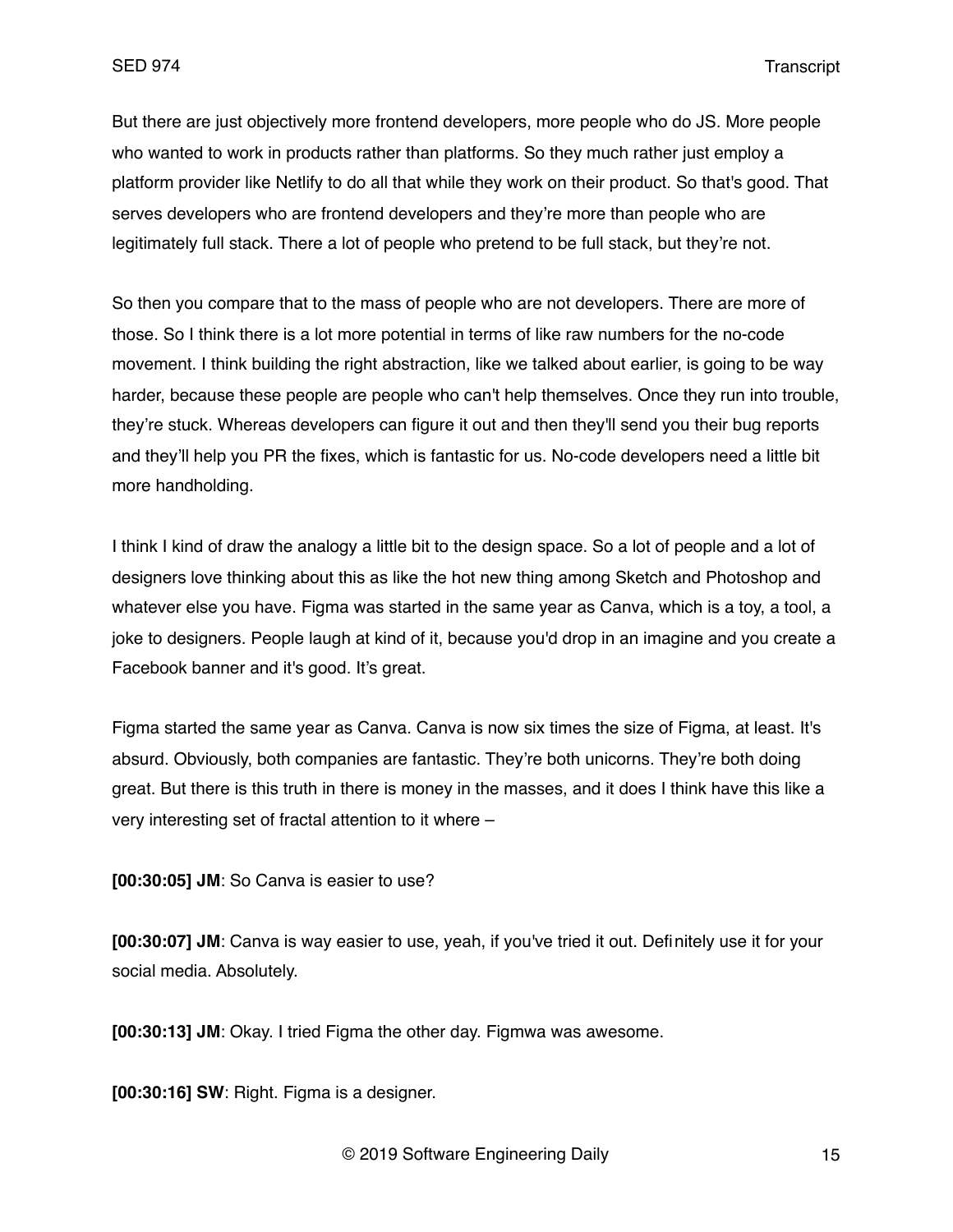But there are just objectively more frontend developers, more people who do JS. More people who wanted to work in products rather than platforms. So they much rather just employ a platform provider like Netlify to do all that while they work on their product. So that's good. That serves developers who are frontend developers and they're more than people who are legitimately full stack. There a lot of people who pretend to be full stack, but they're not.

So then you compare that to the mass of people who are not developers. There are more of those. So I think there is a lot more potential in terms of like raw numbers for the no-code movement. I think building the right abstraction, like we talked about earlier, is going to be way harder, because these people are people who can't help themselves. Once they run into trouble, they're stuck. Whereas developers can figure it out and then they'll send you their bug reports and they'll help you PR the fixes, which is fantastic for us. No-code developers need a little bit more handholding.

I think I kind of draw the analogy a little bit to the design space. So a lot of people and a lot of designers love thinking about this as like the hot new thing among Sketch and Photoshop and whatever else you have. Figma was started in the same year as Canva, which is a toy, a tool, a joke to designers. People laugh at kind of it, because you'd drop in an imagine and you create a Facebook banner and it's good. It's great.

Figma started the same year as Canva. Canva is now six times the size of Figma, at least. It's absurd. Obviously, both companies are fantastic. They're both unicorns. They're both doing great. But there is this truth in there is money in the masses, and it does I think have this like a very interesting set of fractal attention to it where –

**[00:30:05] JM**: So Canva is easier to use?

**[00:30:07] JM**: Canva is way easier to use, yeah, if you've tried it out. Definitely use it for your social media. Absolutely.

**[00:30:13] JM**: Okay. I tried Figma the other day. Figmwa was awesome.

**[00:30:16] SW**: Right. Figma is a designer.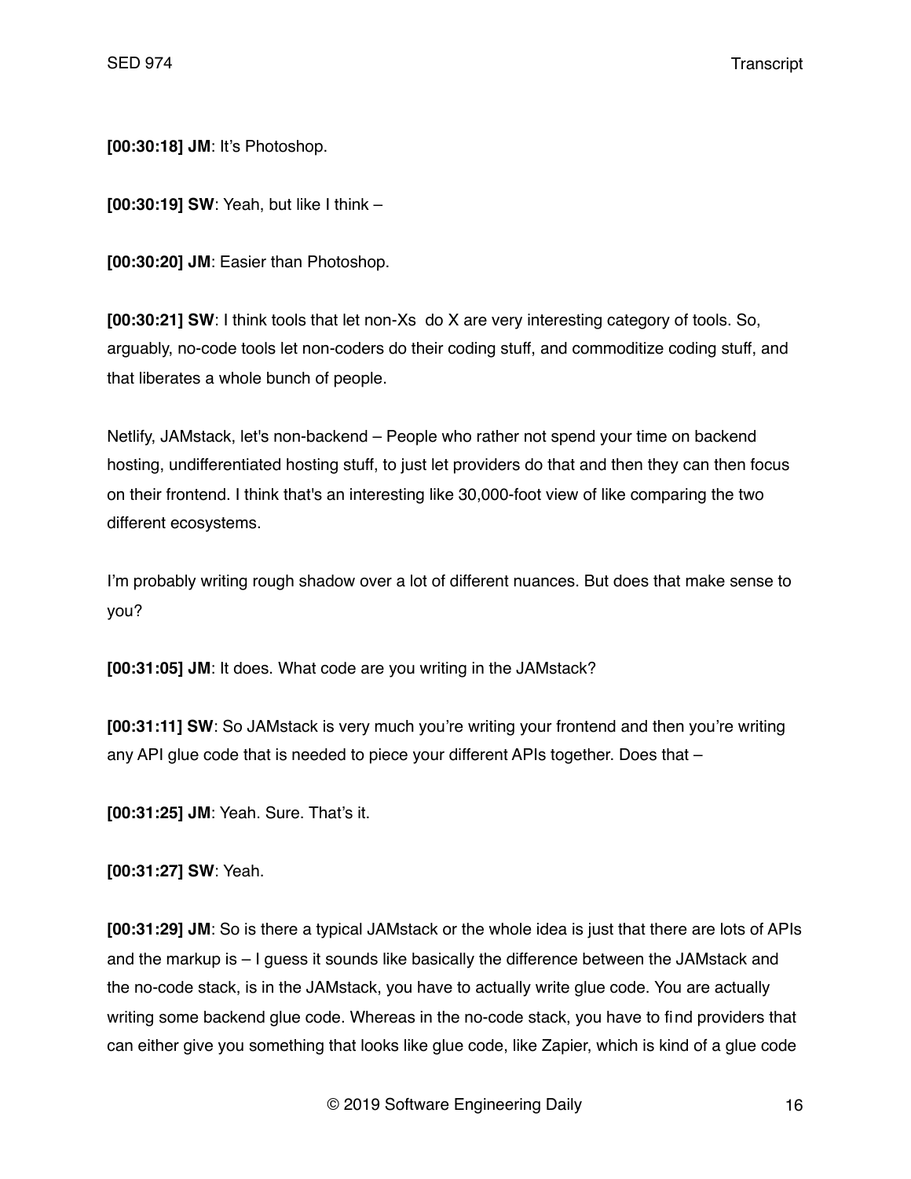**[00:30:18] JM**: It's Photoshop.

**[00:30:19] SW**: Yeah, but like I think –

**[00:30:20] JM**: Easier than Photoshop.

**[00:30:21] SW**: I think tools that let non-Xs do X are very interesting category of tools. So, arguably, no-code tools let non-coders do their coding stuff, and commoditize coding stuff, and that liberates a whole bunch of people.

Netlify, JAMstack, let's non-backend – People who rather not spend your time on backend hosting, undifferentiated hosting stuff, to just let providers do that and then they can then focus on their frontend. I think that's an interesting like 30,000-foot view of like comparing the two different ecosystems.

I'm probably writing rough shadow over a lot of different nuances. But does that make sense to you?

**[00:31:05] JM**: It does. What code are you writing in the JAMstack?

**[00:31:11] SW**: So JAMstack is very much you're writing your frontend and then you're writing any API glue code that is needed to piece your different APIs together. Does that –

**[00:31:25] JM**: Yeah. Sure. That's it.

**[00:31:27] SW**: Yeah.

**[00:31:29] JM**: So is there a typical JAMstack or the whole idea is just that there are lots of APIs and the markup is – I guess it sounds like basically the difference between the JAMstack and the no-code stack, is in the JAMstack, you have to actually write glue code. You are actually writing some backend glue code. Whereas in the no-code stack, you have to find providers that can either give you something that looks like glue code, like Zapier, which is kind of a glue code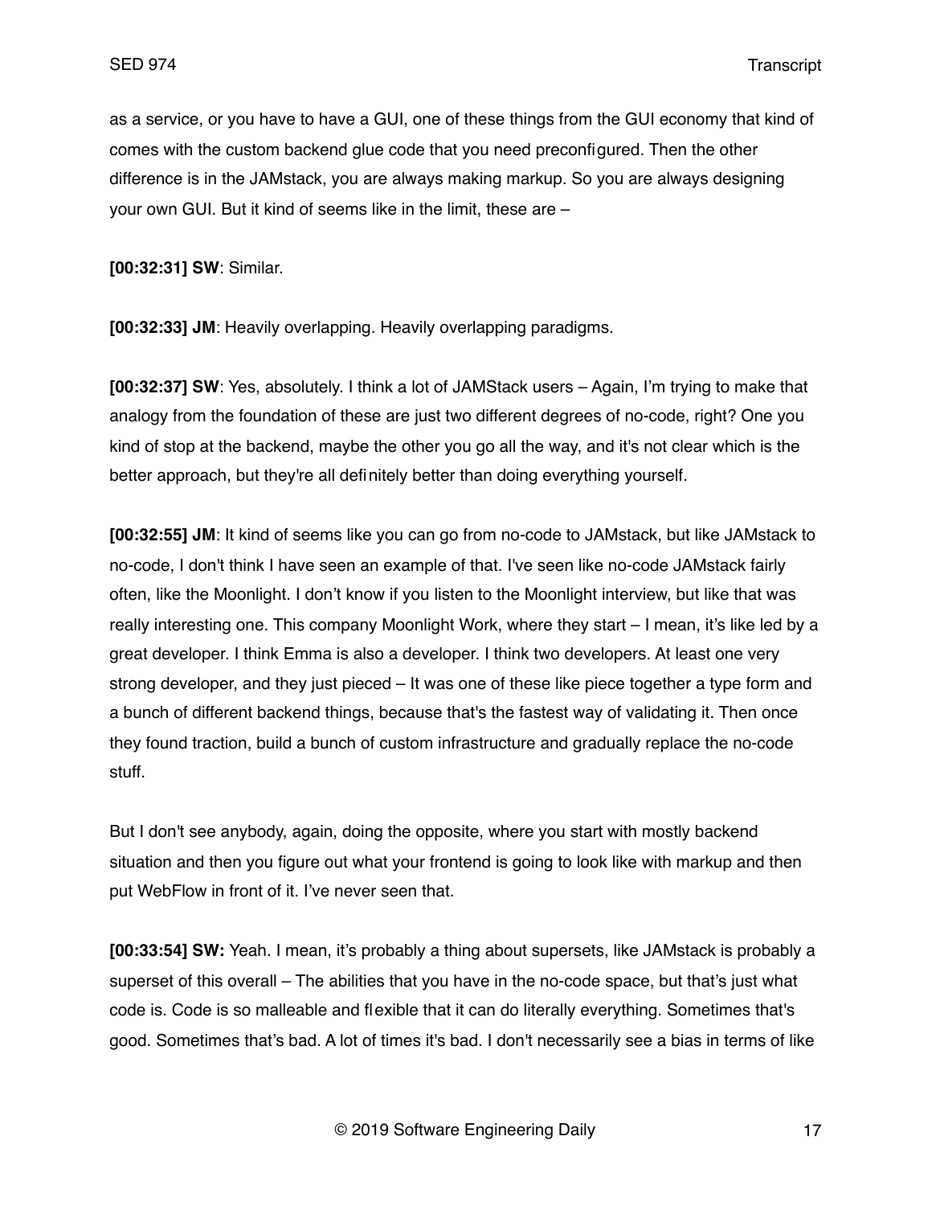as a service, or you have to have a GUI, one of these things from the GUI economy that kind of comes with the custom backend glue code that you need preconfigured. Then the other difference is in the JAMstack, you are always making markup. So you are always designing your own GUI. But it kind of seems like in the limit, these are –

**[00:32:31] SW**: Similar.

**[00:32:33] JM**: Heavily overlapping. Heavily overlapping paradigms.

**[00:32:37] SW**: Yes, absolutely. I think a lot of JAMStack users – Again, I'm trying to make that analogy from the foundation of these are just two different degrees of no-code, right? One you kind of stop at the backend, maybe the other you go all the way, and it's not clear which is the better approach, but they're all definitely better than doing everything yourself.

**[00:32:55] JM**: It kind of seems like you can go from no-code to JAMstack, but like JAMstack to no-code, I don't think I have seen an example of that. I've seen like no-code JAMstack fairly often, like the Moonlight. I don't know if you listen to the Moonlight interview, but like that was really interesting one. This company Moonlight Work, where they start – I mean, it's like led by a great developer. I think Emma is also a developer. I think two developers. At least one very strong developer, and they just pieced – It was one of these like piece together a type form and a bunch of different backend things, because that's the fastest way of validating it. Then once they found traction, build a bunch of custom infrastructure and gradually replace the no-code stuff.

But I don't see anybody, again, doing the opposite, where you start with mostly backend situation and then you figure out what your frontend is going to look like with markup and then put WebFlow in front of it. I've never seen that.

**[00:33:54] SW:** Yeah. I mean, it's probably a thing about supersets, like JAMstack is probably a superset of this overall – The abilities that you have in the no-code space, but that's just what code is. Code is so malleable and flexible that it can do literally everything. Sometimes that's good. Sometimes that's bad. A lot of times it's bad. I don't necessarily see a bias in terms of like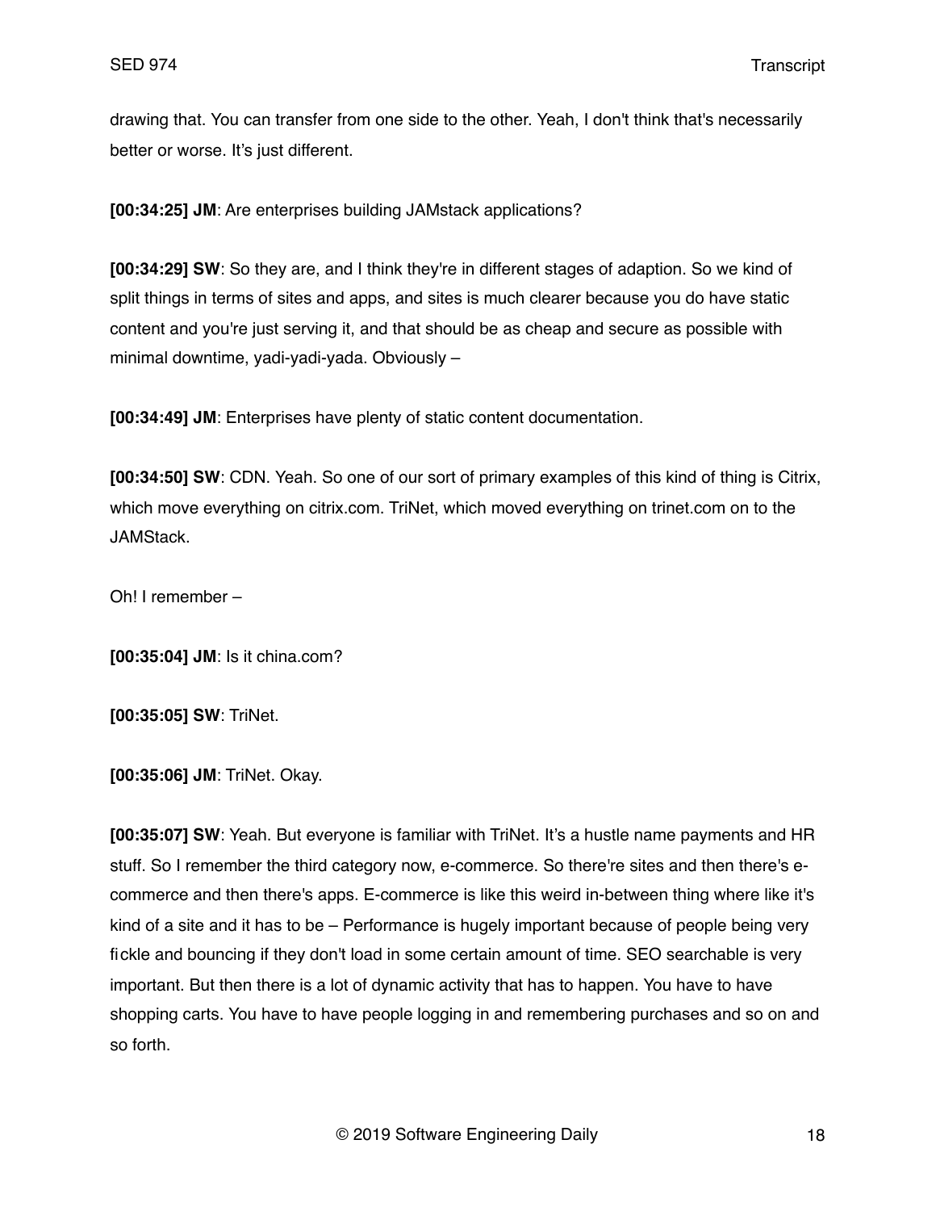drawing that. You can transfer from one side to the other. Yeah, I don't think that's necessarily better or worse. It's just different.

**[00:34:25] JM**: Are enterprises building JAMstack applications?

**[00:34:29] SW**: So they are, and I think they're in different stages of adaption. So we kind of split things in terms of sites and apps, and sites is much clearer because you do have static content and you're just serving it, and that should be as cheap and secure as possible with minimal downtime, yadi-yadi-yada. Obviously –

**[00:34:49] JM**: Enterprises have plenty of static content documentation.

**[00:34:50] SW**: CDN. Yeah. So one of our sort of primary examples of this kind of thing is Citrix, which move everything on citrix.com. TriNet, which moved everything on trinet.com on to the JAMStack.

Oh! I remember –

**[00:35:04] JM**: Is it china.com?

**[00:35:05] SW**: TriNet.

**[00:35:06] JM**: TriNet. Okay.

**[00:35:07] SW**: Yeah. But everyone is familiar with TriNet. It's a hustle name payments and HR stuff. So I remember the third category now, e-commerce. So there're sites and then there's e-commerce and then there's apps. E-commerce is like this weird in-between thing where like it's kind of a site and it has to be – Performance is hugely important because of people being very fickle and bouncing if they don't load in some certain amount of time. SEO searchable is very important. But then there is a lot of dynamic activity that has to happen. You have to have shopping carts. You have to have people logging in and remembering purchases and so on and so forth.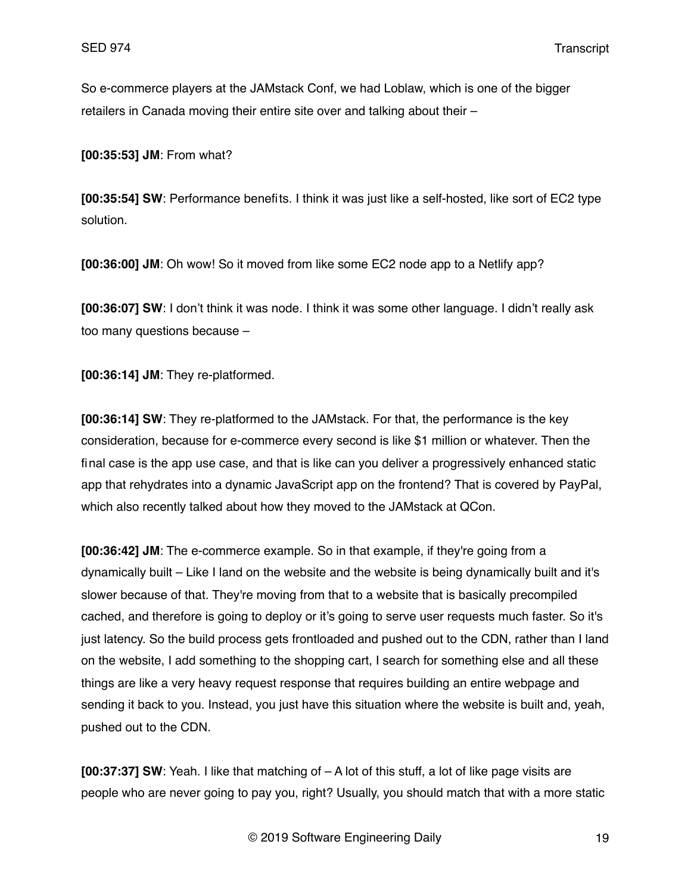So e-commerce players at the JAMstack Conf, we had Loblaw, which is one of the bigger retailers in Canada moving their entire site over and talking about their –

**[00:35:53] JM**: From what?

**[00:35:54] SW**: Performance benefits. I think it was just like a self-hosted, like sort of EC2 type solution.

**[00:36:00] JM**: Oh wow! So it moved from like some EC2 node app to a Netlify app?

**[00:36:07] SW**: I don't think it was node. I think it was some other language. I didn't really ask too many questions because –

**[00:36:14] JM**: They re-platformed.

**[00:36:14] SW**: They re-platformed to the JAMstack. For that, the performance is the key consideration, because for e-commerce every second is like $1 million or whatever. Then the final case is the app use case, and that is like can you deliver a progressively enhanced static app that rehydrates into a dynamic JavaScript app on the frontend? That is covered by PayPal, which also recently talked about how they moved to the JAMstack at QCon.

**[00:36:42] JM**: The e-commerce example. So in that example, if they're going from a dynamically built – Like I land on the website and the website is being dynamically built and it's slower because of that. They're moving from that to a website that is basically precompiled cached, and therefore is going to deploy or it's going to serve user requests much faster. So it's just latency. So the build process gets frontloaded and pushed out to the CDN, rather than I land on the website, I add something to the shopping cart, I search for something else and all these things are like a very heavy request response that requires building an entire webpage and sending it back to you. Instead, you just have this situation where the website is built and, yeah, pushed out to the CDN.

**[00:37:37] SW**: Yeah. I like that matching of – A lot of this stuff, a lot of like page visits are people who are never going to pay you, right? Usually, you should match that with a more static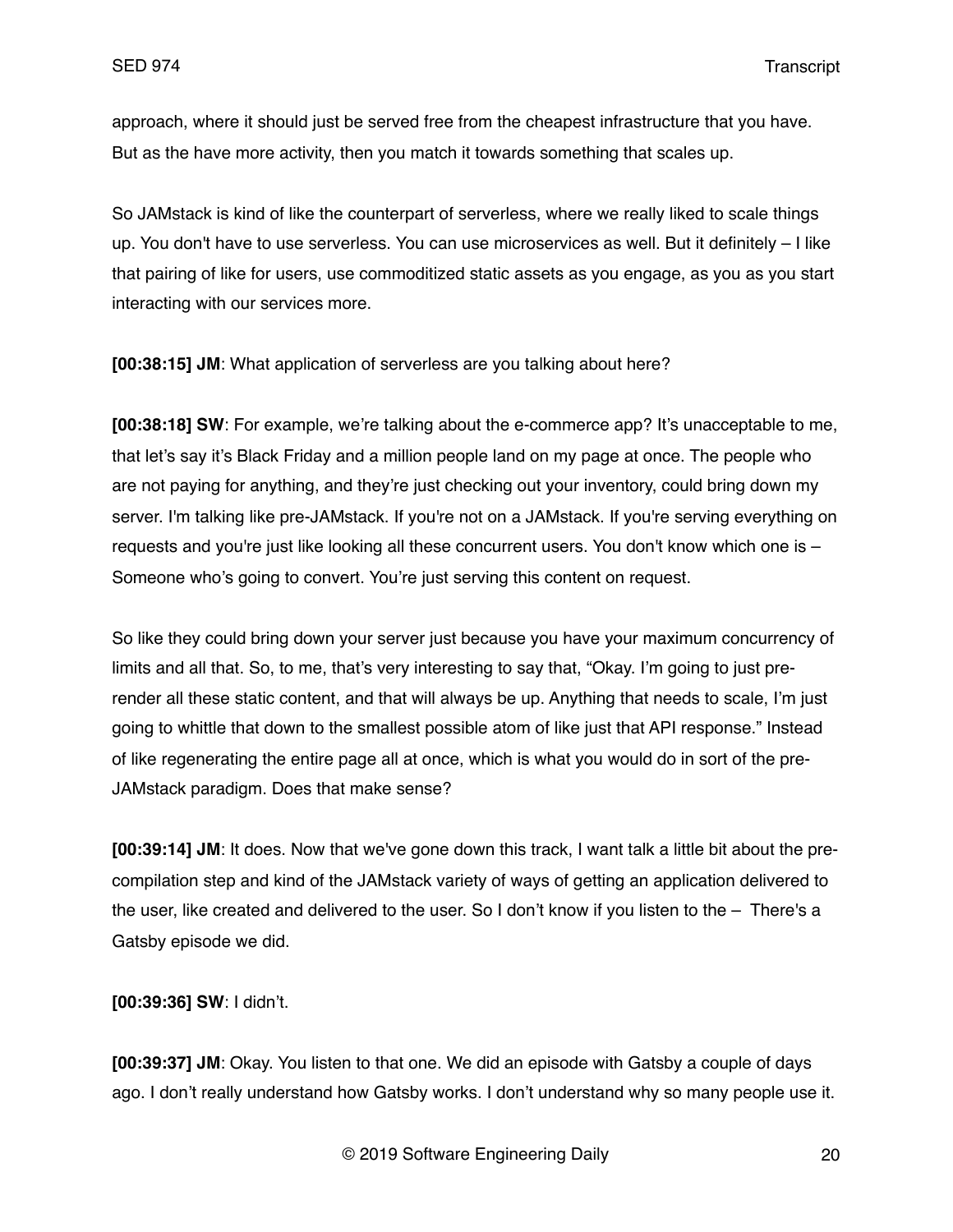approach, where it should just be served free from the cheapest infrastructure that you have. But as the have more activity, then you match it towards something that scales up.

So JAMstack is kind of like the counterpart of serverless, where we really liked to scale things up. You don't have to use serverless. You can use microservices as well. But it definitely – I like that pairing of like for users, use commoditized static assets as you engage, as you as you start interacting with our services more.

**[00:38:15] JM**: What application of serverless are you talking about here?

**[00:38:18] SW**: For example, we're talking about the e-commerce app? It's unacceptable to me, that let's say it's Black Friday and a million people land on my page at once. The people who are not paying for anything, and they're just checking out your inventory, could bring down my server. I'm talking like pre-JAMstack. If you're not on a JAMstack. If you're serving everything on requests and you're just like looking all these concurrent users. You don't know which one is – Someone who's going to convert. You're just serving this content on request.

So like they could bring down your server just because you have your maximum concurrency of limits and all that. So, to me, that's very interesting to say that, "Okay. I'm going to just pre-render all these static content, and that will always be up. Anything that needs to scale, I'm just going to whittle that down to the smallest possible atom of like just that API response." Instead of like regenerating the entire page all at once, which is what you would do in sort of the pre-JAMstack paradigm. Does that make sense?

**[00:39:14] JM**: It does. Now that we've gone down this track, I want talk a little bit about the pre-compilation step and kind of the JAMstack variety of ways of getting an application delivered to the user, like created and delivered to the user. So I don't know if you listen to the – There's a Gatsby episode we did.

**[00:39:36] SW**: I didn't.

**[00:39:37] JM**: Okay. You listen to that one. We did an episode with Gatsby a couple of days ago. I don't really understand how Gatsby works. I don't understand why so many people use it.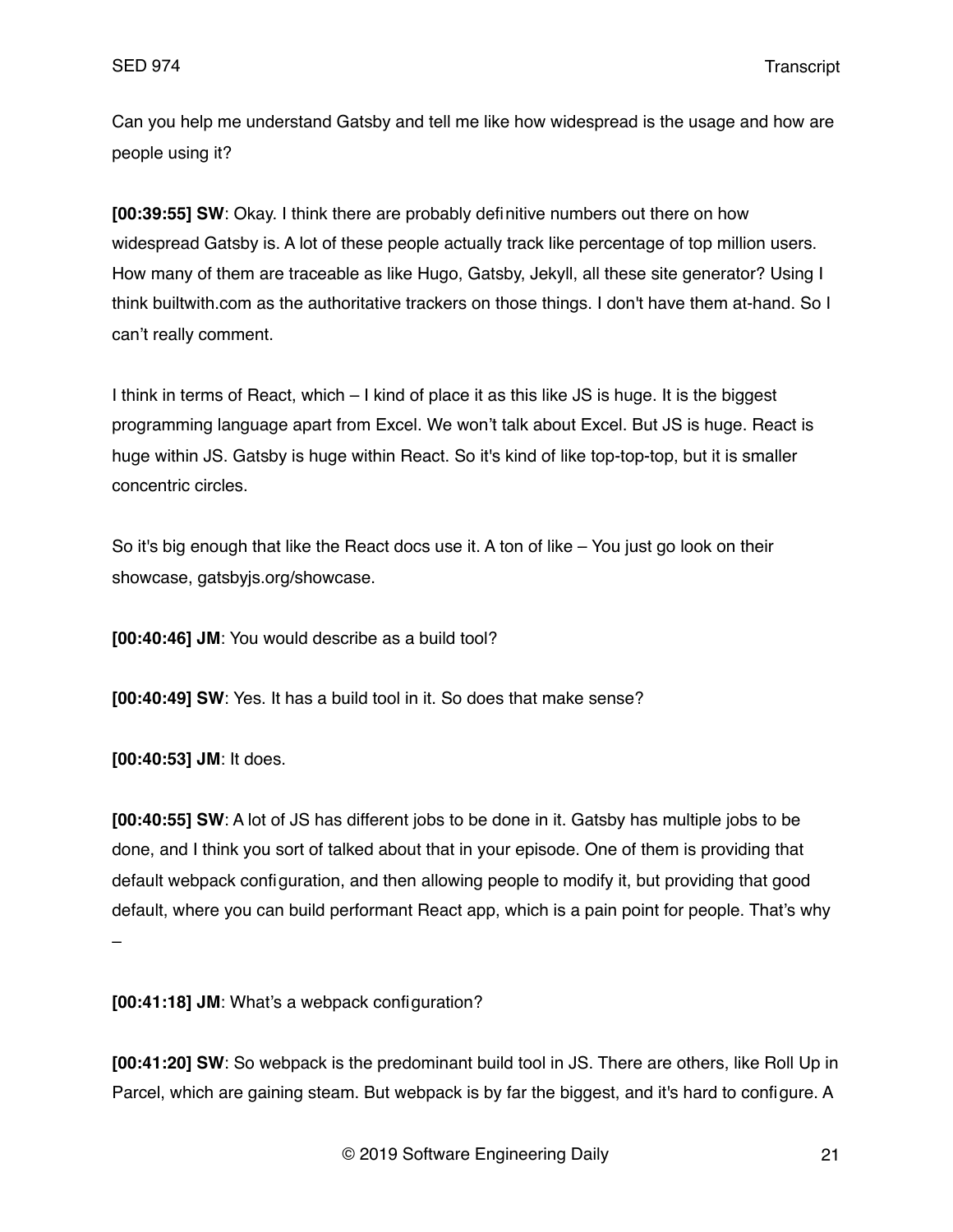Can you help me understand Gatsby and tell me like how widespread is the usage and how are people using it?

**[00:39:55] SW**: Okay. I think there are probably definitive numbers out there on how widespread Gatsby is. A lot of these people actually track like percentage of top million users. How many of them are traceable as like Hugo, Gatsby, Jekyll, all these site generator? Using I think builtwith.com as the authoritative trackers on those things. I don't have them at-hand. So I can't really comment.

I think in terms of React, which – I kind of place it as this like JS is huge. It is the biggest programming language apart from Excel. We won't talk about Excel. But JS is huge. React is huge within JS. Gatsby is huge within React. So it's kind of like top-top-top, but it is smaller concentric circles.

So it's big enough that like the React docs use it. A ton of like – You just go look on their showcase, gatsbyjs.org/showcase.

**[00:40:46] JM**: You would describe as a build tool?

**[00:40:49] SW**: Yes. It has a build tool in it. So does that make sense?

**[00:40:53] JM**: It does.

**[00:40:55] SW**: A lot of JS has different jobs to be done in it. Gatsby has multiple jobs to be done, and I think you sort of talked about that in your episode. One of them is providing that default webpack configuration, and then allowing people to modify it, but providing that good default, where you can build performant React app, which is a pain point for people. That's why –

**[00:41:18] JM**: What's a webpack configuration?

**[00:41:20] SW**: So webpack is the predominant build tool in JS. There are others, like Roll Up in Parcel, which are gaining steam. But webpack is by far the biggest, and it's hard to configure. A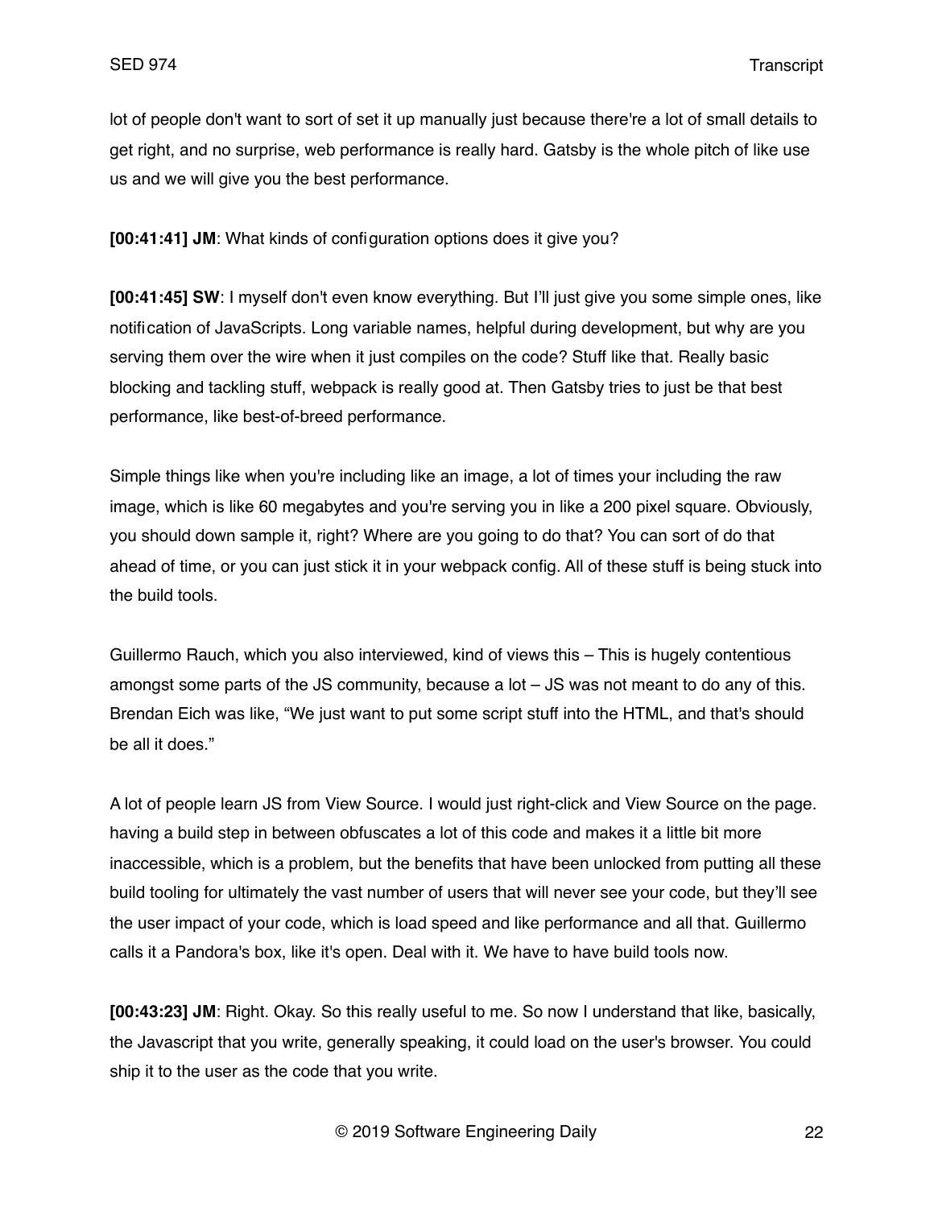lot of people don't want to sort of set it up manually just because there're a lot of small details to get right, and no surprise, web performance is really hard. Gatsby is the whole pitch of like use us and we will give you the best performance.

**[00:41:41] JM**: What kinds of configuration options does it give you?

**[00:41:45] SW**: I myself don't even know everything. But I'll just give you some simple ones, like notification of JavaScripts. Long variable names, helpful during development, but why are you serving them over the wire when it just compiles on the code? Stuff like that. Really basic blocking and tackling stuff, webpack is really good at. Then Gatsby tries to just be that best performance, like best-of-breed performance.

Simple things like when you're including like an image, a lot of times your including the raw image, which is like 60 megabytes and you're serving you in like a 200 pixel square. Obviously, you should down sample it, right? Where are you going to do that? You can sort of do that ahead of time, or you can just stick it in your webpack config. All of these stuff is being stuck into the build tools.

Guillermo Rauch, which you also interviewed, kind of views this – This is hugely contentious amongst some parts of the JS community, because a lot – JS was not meant to do any of this. Brendan Eich was like, "We just want to put some script stuff into the HTML, and that's should be all it does."

A lot of people learn JS from View Source. I would just right-click and View Source on the page. having a build step in between obfuscates a lot of this code and makes it a little bit more inaccessible, which is a problem, but the benefits that have been unlocked from putting all these build tooling for ultimately the vast number of users that will never see your code, but they'll see the user impact of your code, which is load speed and like performance and all that. Guillermo calls it a Pandora's box, like it's open. Deal with it. We have to have build tools now.

**[00:43:23] JM**: Right. Okay. So this really useful to me. So now I understand that like, basically, the Javascript that you write, generally speaking, it could load on the user's browser. You could ship it to the user as the code that you write.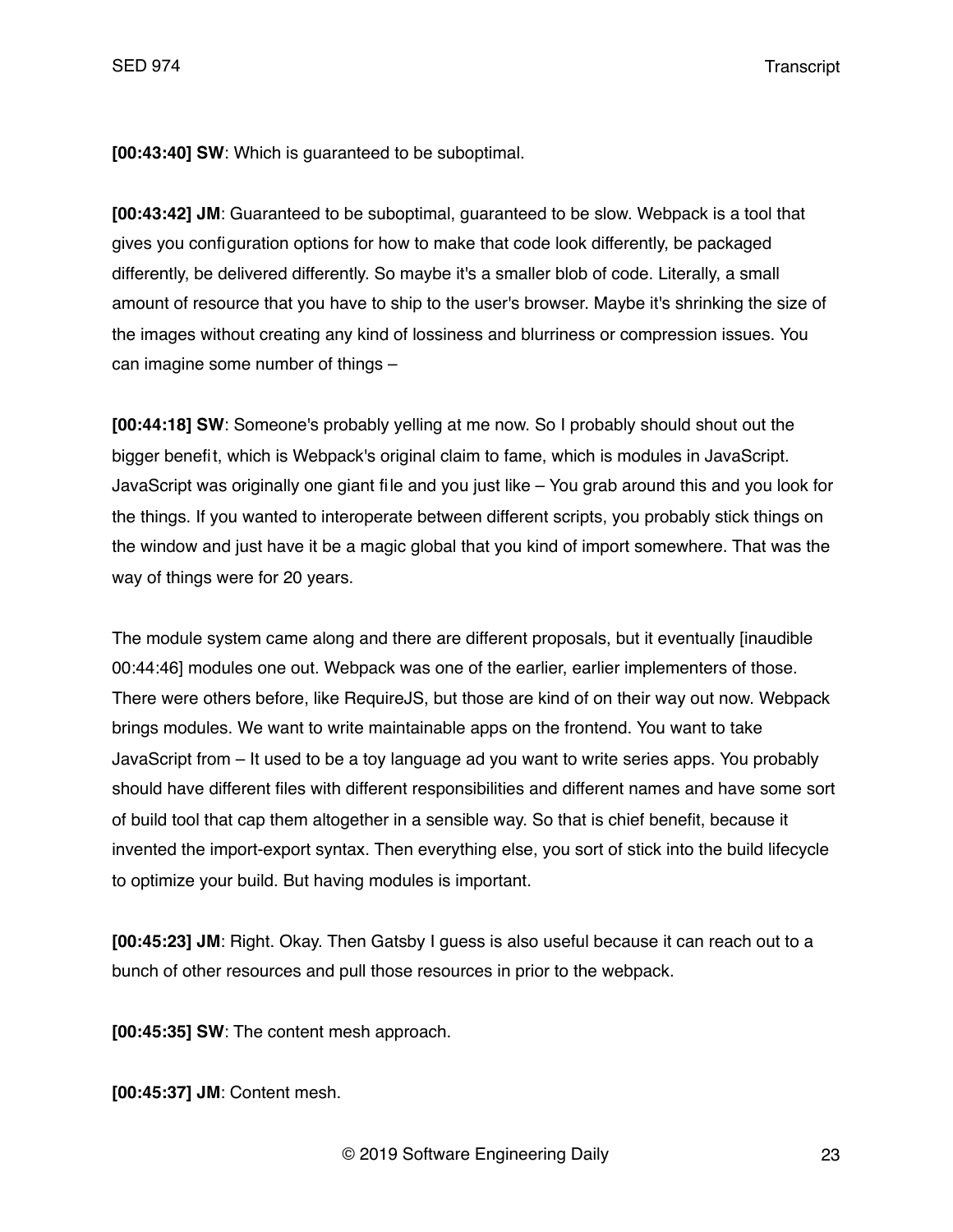**[00:43:40] SW**: Which is guaranteed to be suboptimal.

**[00:43:42] JM**: Guaranteed to be suboptimal, guaranteed to be slow. Webpack is a tool that gives you configuration options for how to make that code look differently, be packaged differently, be delivered differently. So maybe it's a smaller blob of code. Literally, a small amount of resource that you have to ship to the user's browser. Maybe it's shrinking the size of the images without creating any kind of lossiness and blurriness or compression issues. You can imagine some number of things –

**[00:44:18] SW**: Someone's probably yelling at me now. So I probably should shout out the bigger benefit, which is Webpack's original claim to fame, which is modules in JavaScript. JavaScript was originally one giant file and you just like – You grab around this and you look for the things. If you wanted to interoperate between different scripts, you probably stick things on the window and just have it be a magic global that you kind of import somewhere. That was the way of things were for 20 years.

The module system came along and there are different proposals, but it eventually [inaudible 00:44:46] modules one out. Webpack was one of the earlier, earlier implementers of those. There were others before, like RequireJS, but those are kind of on their way out now. Webpack brings modules. We want to write maintainable apps on the frontend. You want to take JavaScript from – It used to be a toy language ad you want to write series apps. You probably should have different files with different responsibilities and different names and have some sort of build tool that cap them altogether in a sensible way. So that is chief benefit, because it invented the import-export syntax. Then everything else, you sort of stick into the build lifecycle to optimize your build. But having modules is important.

**[00:45:23] JM**: Right. Okay. Then Gatsby I guess is also useful because it can reach out to a bunch of other resources and pull those resources in prior to the webpack.

**[00:45:35] SW**: The content mesh approach.

**[00:45:37] JM**: Content mesh.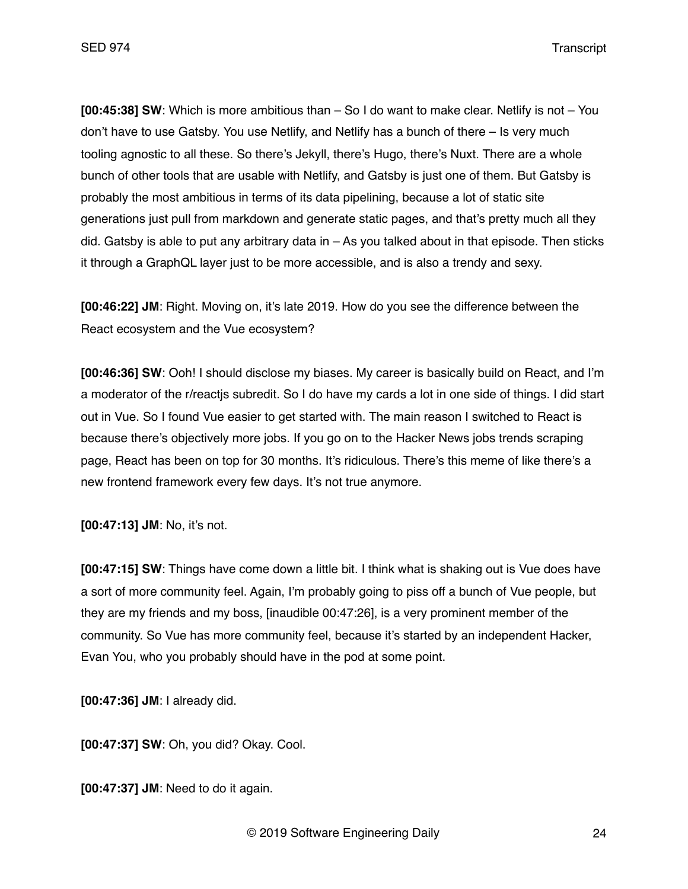**[00:45:38] SW**: Which is more ambitious than – So I do want to make clear. Netlify is not – You don't have to use Gatsby. You use Netlify, and Netlify has a bunch of there – Is very much tooling agnostic to all these. So there's Jekyll, there's Hugo, there's Nuxt. There are a whole bunch of other tools that are usable with Netlify, and Gatsby is just one of them. But Gatsby is probably the most ambitious in terms of its data pipelining, because a lot of static site generations just pull from markdown and generate static pages, and that's pretty much all they did. Gatsby is able to put any arbitrary data in – As you talked about in that episode. Then sticks it through a GraphQL layer just to be more accessible, and is also a trendy and sexy.

**[00:46:22] JM**: Right. Moving on, it's late 2019. How do you see the difference between the React ecosystem and the Vue ecosystem?

**[00:46:36] SW**: Ooh! I should disclose my biases. My career is basically build on React, and I'm a moderator of the r/reactjs subredit. So I do have my cards a lot in one side of things. I did start out in Vue. So I found Vue easier to get started with. The main reason I switched to React is because there's objectively more jobs. If you go on to the Hacker News jobs trends scraping page, React has been on top for 30 months. It's ridiculous. There's this meme of like there's a new frontend framework every few days. It's not true anymore.

**[00:47:13] JM**: No, it's not.

**[00:47:15] SW**: Things have come down a little bit. I think what is shaking out is Vue does have a sort of more community feel. Again, I'm probably going to piss off a bunch of Vue people, but they are my friends and my boss, [inaudible 00:47:26], is a very prominent member of the community. So Vue has more community feel, because it's started by an independent Hacker, Evan You, who you probably should have in the pod at some point.

**[00:47:36] JM**: I already did.

**[00:47:37] SW**: Oh, you did? Okay. Cool.

**[00:47:37] JM**: Need to do it again.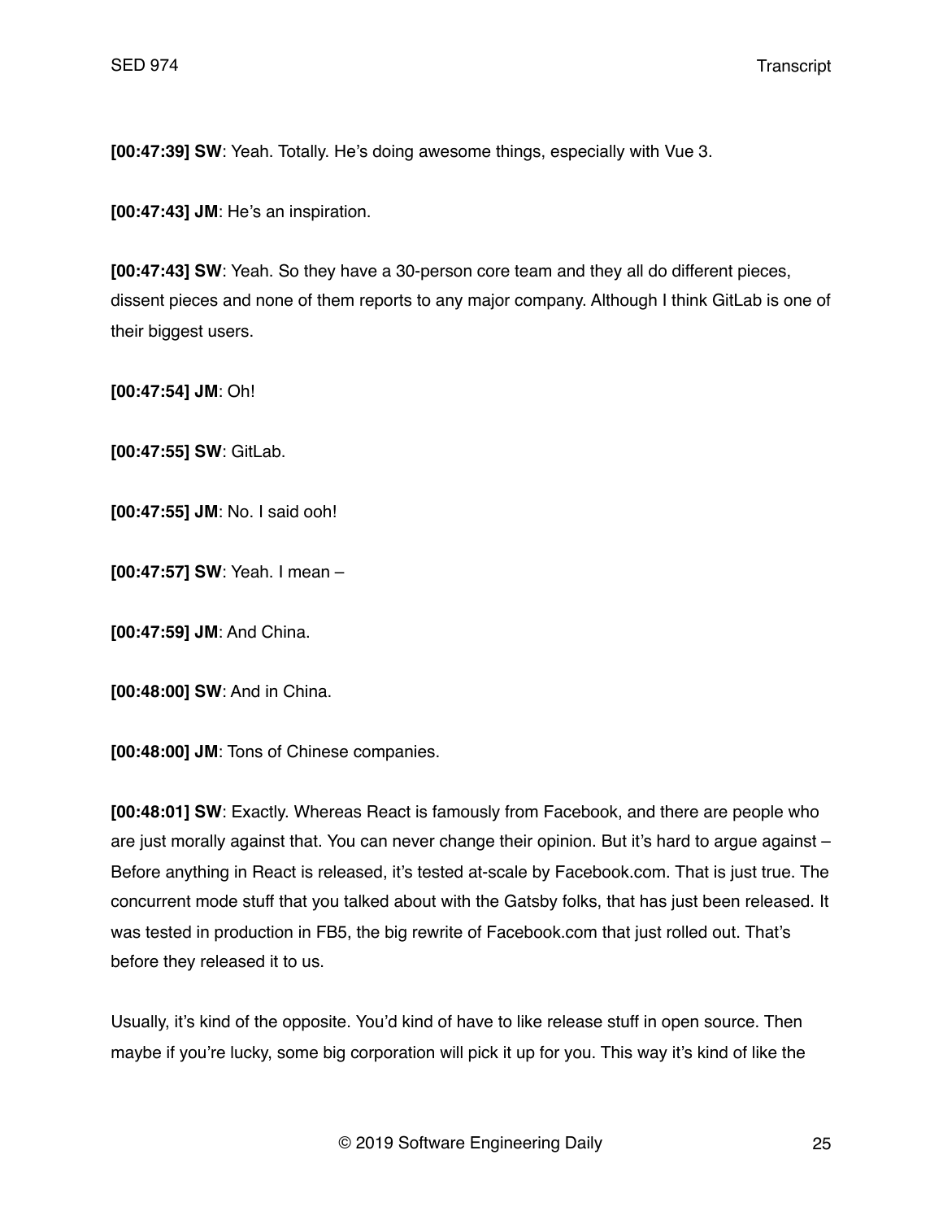**[00:47:39] SW**: Yeah. Totally. He's doing awesome things, especially with Vue 3.

**[00:47:43] JM**: He's an inspiration.

**[00:47:43] SW**: Yeah. So they have a 30-person core team and they all do different pieces, dissent pieces and none of them reports to any major company. Although I think GitLab is one of their biggest users.

**[00:47:54] JM**: Oh!

**[00:47:55] SW**: GitLab.

**[00:47:55] JM**: No. I said ooh!

**[00:47:57] SW**: Yeah. I mean –

**[00:47:59] JM**: And China.

**[00:48:00] SW**: And in China.

**[00:48:00] JM**: Tons of Chinese companies.

**[00:48:01] SW**: Exactly. Whereas React is famously from Facebook, and there are people who are just morally against that. You can never change their opinion. But it's hard to argue against – Before anything in React is released, it's tested at-scale by Facebook.com. That is just true. The concurrent mode stuff that you talked about with the Gatsby folks, that has just been released. It was tested in production in FB5, the big rewrite of Facebook.com that just rolled out. That's before they released it to us.

Usually, it's kind of the opposite. You'd kind of have to like release stuff in open source. Then maybe if you're lucky, some big corporation will pick it up for you. This way it's kind of like the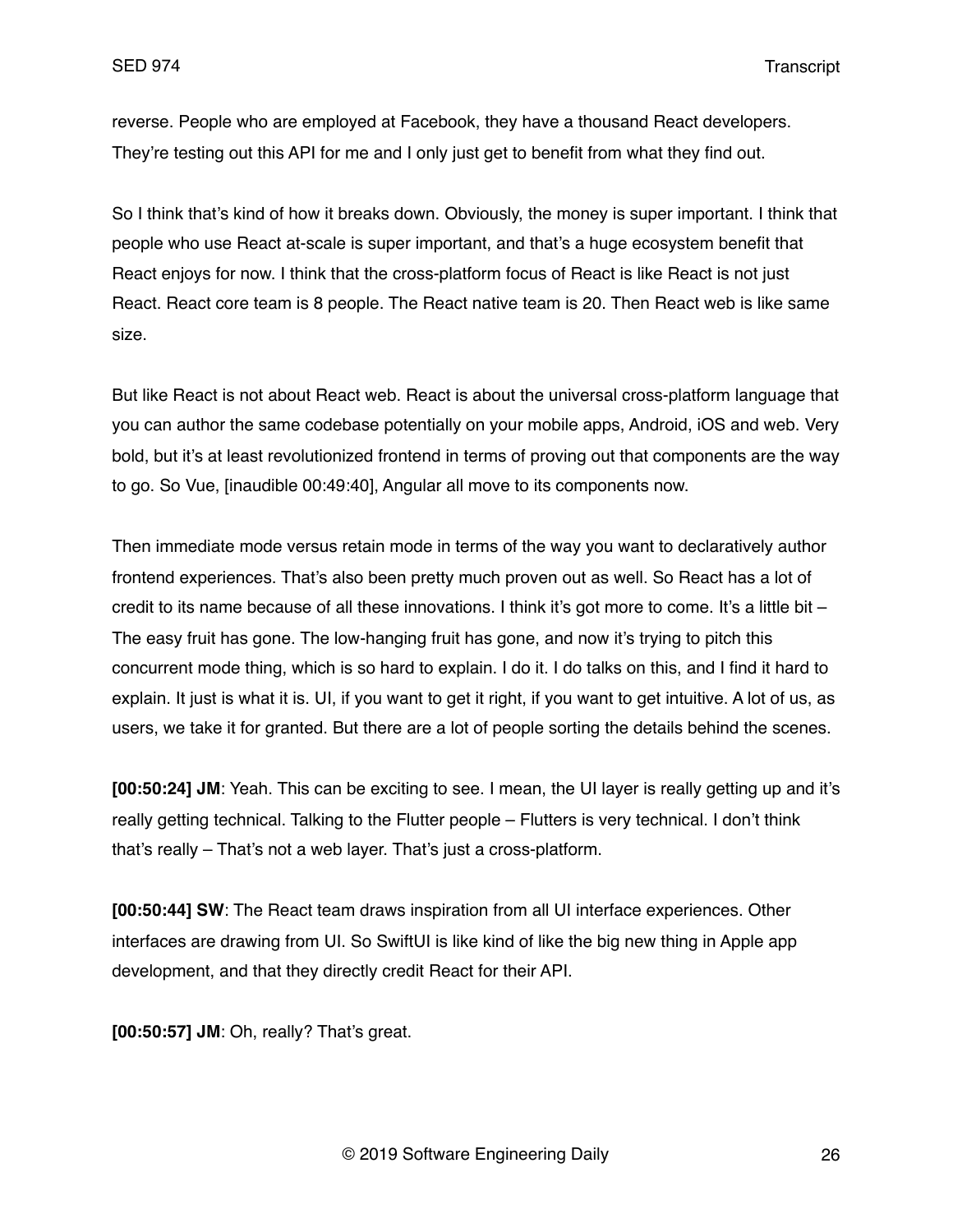reverse. People who are employed at Facebook, they have a thousand React developers. They're testing out this API for me and I only just get to benefit from what they find out.

So I think that's kind of how it breaks down. Obviously, the money is super important. I think that people who use React at-scale is super important, and that's a huge ecosystem benefit that React enjoys for now. I think that the cross-platform focus of React is like React is not just React. React core team is 8 people. The React native team is 20. Then React web is like same size.

But like React is not about React web. React is about the universal cross-platform language that you can author the same codebase potentially on your mobile apps, Android, iOS and web. Very bold, but it's at least revolutionized frontend in terms of proving out that components are the way to go. So Vue, [inaudible 00:49:40], Angular all move to its components now.

Then immediate mode versus retain mode in terms of the way you want to declaratively author frontend experiences. That's also been pretty much proven out as well. So React has a lot of credit to its name because of all these innovations. I think it's got more to come. It's a little bit – The easy fruit has gone. The low-hanging fruit has gone, and now it's trying to pitch this concurrent mode thing, which is so hard to explain. I do it. I do talks on this, and I find it hard to explain. It just is what it is. UI, if you want to get it right, if you want to get intuitive. A lot of us, as users, we take it for granted. But there are a lot of people sorting the details behind the scenes.

**[00:50:24] JM**: Yeah. This can be exciting to see. I mean, the UI layer is really getting up and it's really getting technical. Talking to the Flutter people – Flutters is very technical. I don't think that's really – That's not a web layer. That's just a cross-platform.

**[00:50:44] SW**: The React team draws inspiration from all UI interface experiences. Other interfaces are drawing from UI. So SwiftUI is like kind of like the big new thing in Apple app development, and that they directly credit React for their API.

**[00:50:57] JM**: Oh, really? That's great.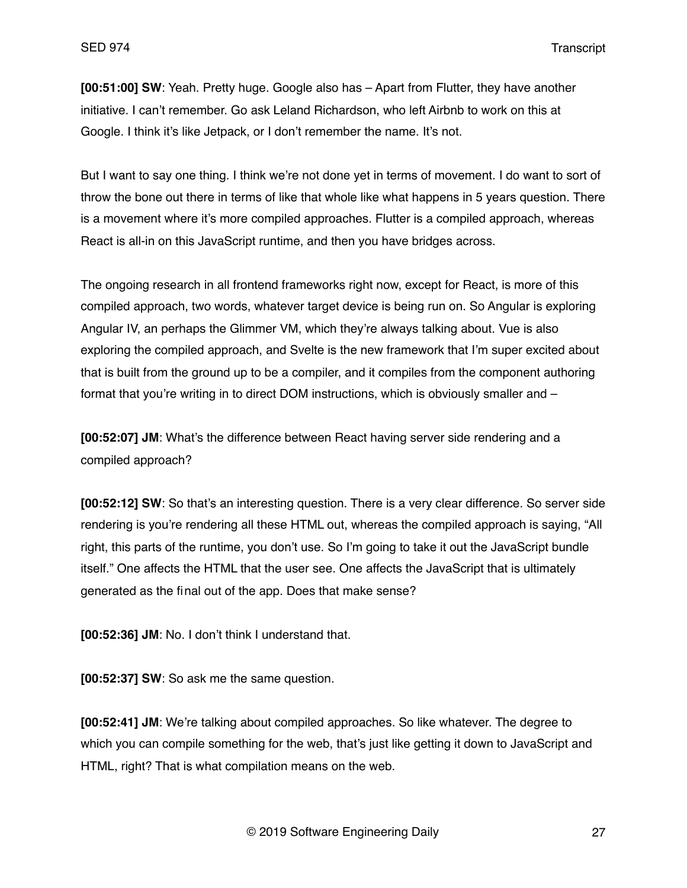**[00:51:00] SW**: Yeah. Pretty huge. Google also has – Apart from Flutter, they have another initiative. I can't remember. Go ask Leland Richardson, who left Airbnb to work on this at Google. I think it's like Jetpack, or I don't remember the name. It's not.

But I want to say one thing. I think we're not done yet in terms of movement. I do want to sort of throw the bone out there in terms of like that whole like what happens in 5 years question. There is a movement where it's more compiled approaches. Flutter is a compiled approach, whereas React is all-in on this JavaScript runtime, and then you have bridges across.

The ongoing research in all frontend frameworks right now, except for React, is more of this compiled approach, two words, whatever target device is being run on. So Angular is exploring Angular IV, an perhaps the Glimmer VM, which they're always talking about. Vue is also exploring the compiled approach, and Svelte is the new framework that I'm super excited about that is built from the ground up to be a compiler, and it compiles from the component authoring format that you're writing in to direct DOM instructions, which is obviously smaller and –

**[00:52:07] JM**: What's the difference between React having server side rendering and a compiled approach?

**[00:52:12] SW**: So that's an interesting question. There is a very clear difference. So server side rendering is you're rendering all these HTML out, whereas the compiled approach is saying, "All right, this parts of the runtime, you don't use. So I'm going to take it out the JavaScript bundle itself." One affects the HTML that the user see. One affects the JavaScript that is ultimately generated as the final out of the app. Does that make sense?

**[00:52:36] JM**: No. I don't think I understand that.

**[00:52:37] SW**: So ask me the same question.

**[00:52:41] JM**: We're talking about compiled approaches. So like whatever. The degree to which you can compile something for the web, that's just like getting it down to JavaScript and HTML, right? That is what compilation means on the web.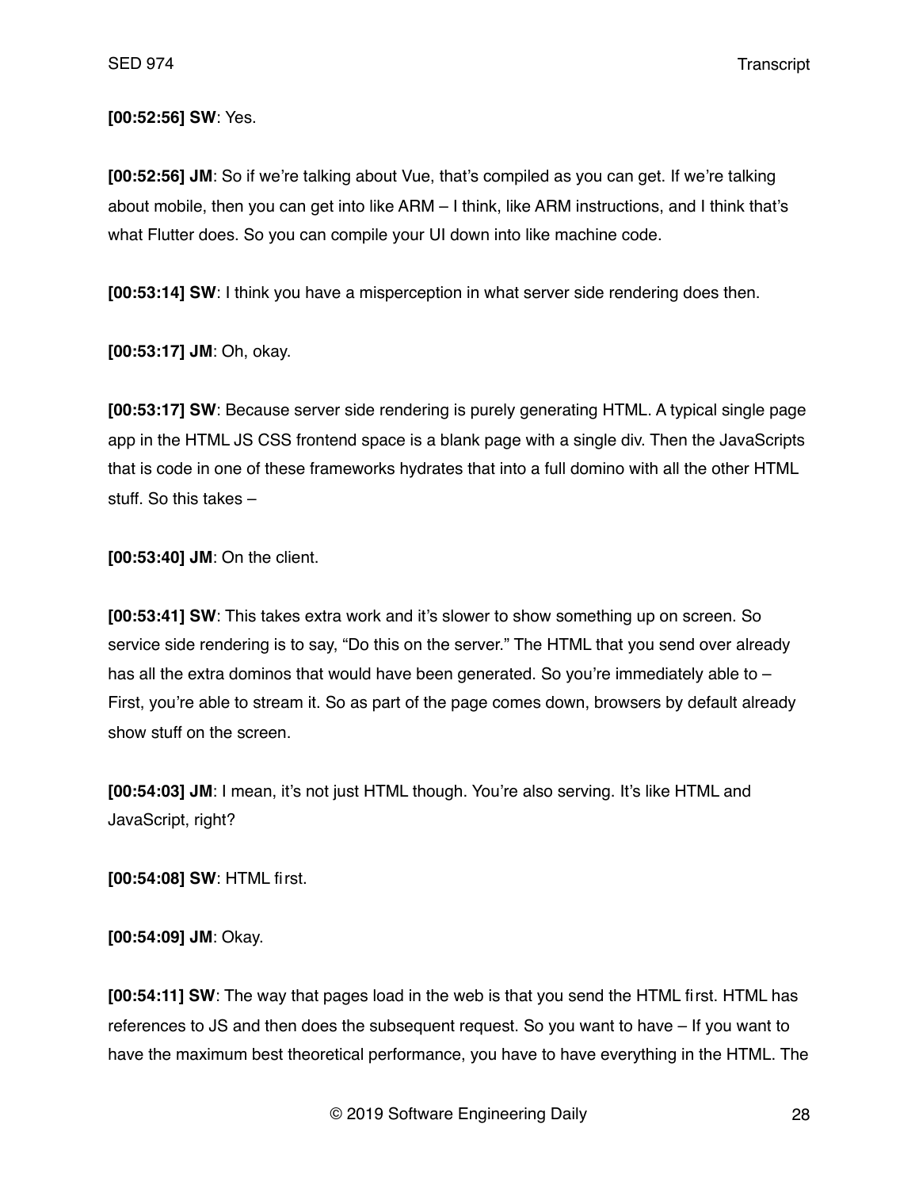**[00:52:56] SW**: Yes.

**[00:52:56] JM**: So if we're talking about Vue, that's compiled as you can get. If we're talking about mobile, then you can get into like ARM – I think, like ARM instructions, and I think that's what Flutter does. So you can compile your UI down into like machine code.

**[00:53:14] SW**: I think you have a misperception in what server side rendering does then.

**[00:53:17] JM**: Oh, okay.

**[00:53:17] SW**: Because server side rendering is purely generating HTML. A typical single page app in the HTML JS CSS frontend space is a blank page with a single div. Then the JavaScripts that is code in one of these frameworks hydrates that into a full domino with all the other HTML stuff. So this takes –

**[00:53:40] JM**: On the client.

**[00:53:41] SW**: This takes extra work and it's slower to show something up on screen. So service side rendering is to say, "Do this on the server." The HTML that you send over already has all the extra dominos that would have been generated. So you're immediately able to – First, you're able to stream it. So as part of the page comes down, browsers by default already show stuff on the screen.

**[00:54:03] JM**: I mean, it's not just HTML though. You're also serving. It's like HTML and JavaScript, right?

**[00:54:08] SW**: HTML first.

**[00:54:09] JM**: Okay.

**[00:54:11] SW**: The way that pages load in the web is that you send the HTML first. HTML has references to JS and then does the subsequent request. So you want to have – If you want to have the maximum best theoretical performance, you have to have everything in the HTML. The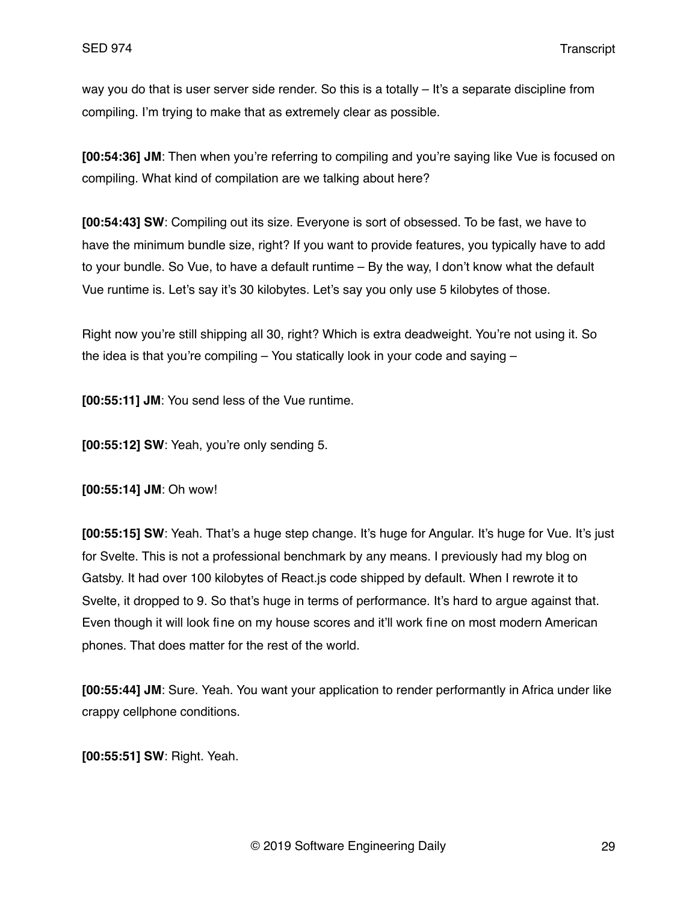way you do that is user server side render. So this is a totally – It's a separate discipline from compiling. I'm trying to make that as extremely clear as possible.

**[00:54:36] JM**: Then when you're referring to compiling and you're saying like Vue is focused on compiling. What kind of compilation are we talking about here?

**[00:54:43] SW**: Compiling out its size. Everyone is sort of obsessed. To be fast, we have to have the minimum bundle size, right? If you want to provide features, you typically have to add to your bundle. So Vue, to have a default runtime – By the way, I don't know what the default Vue runtime is. Let's say it's 30 kilobytes. Let's say you only use 5 kilobytes of those.

Right now you're still shipping all 30, right? Which is extra deadweight. You're not using it. So the idea is that you're compiling – You statically look in your code and saying –

**[00:55:11] JM**: You send less of the Vue runtime.

**[00:55:12] SW**: Yeah, you're only sending 5.

**[00:55:14] JM**: Oh wow!

**[00:55:15] SW**: Yeah. That's a huge step change. It's huge for Angular. It's huge for Vue. It's just for Svelte. This is not a professional benchmark by any means. I previously had my blog on Gatsby. It had over 100 kilobytes of React.js code shipped by default. When I rewrote it to Svelte, it dropped to 9. So that's huge in terms of performance. It's hard to argue against that. Even though it will look fine on my house scores and it'll work fine on most modern American phones. That does matter for the rest of the world.

**[00:55:44] JM**: Sure. Yeah. You want your application to render performantly in Africa under like crappy cellphone conditions.

**[00:55:51] SW**: Right. Yeah.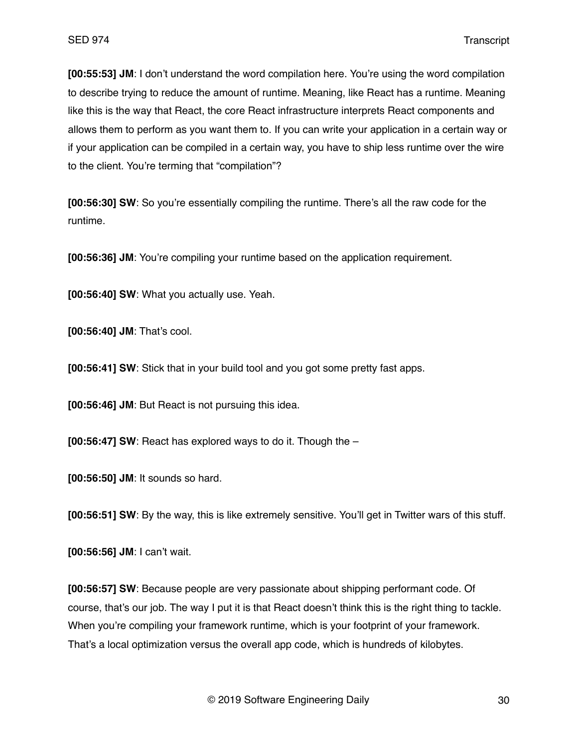**[00:55:53] JM**: I don't understand the word compilation here. You're using the word compilation to describe trying to reduce the amount of runtime. Meaning, like React has a runtime. Meaning like this is the way that React, the core React infrastructure interprets React components and allows them to perform as you want them to. If you can write your application in a certain way or if your application can be compiled in a certain way, you have to ship less runtime over the wire to the client. You're terming that "compilation"?

**[00:56:30] SW**: So you're essentially compiling the runtime. There's all the raw code for the runtime.

**[00:56:36] JM**: You're compiling your runtime based on the application requirement.

**[00:56:40] SW**: What you actually use. Yeah.

**[00:56:40] JM**: That's cool.

**[00:56:41] SW**: Stick that in your build tool and you got some pretty fast apps.

**[00:56:46] JM**: But React is not pursuing this idea.

**[00:56:47] SW**: React has explored ways to do it. Though the –

**[00:56:50] JM**: It sounds so hard.

**[00:56:51] SW**: By the way, this is like extremely sensitive. You'll get in Twitter wars of this stuff.

**[00:56:56] JM**: I can't wait.

**[00:56:57] SW**: Because people are very passionate about shipping performant code. Of course, that's our job. The way I put it is that React doesn't think this is the right thing to tackle. When you're compiling your framework runtime, which is your footprint of your framework. That's a local optimization versus the overall app code, which is hundreds of kilobytes.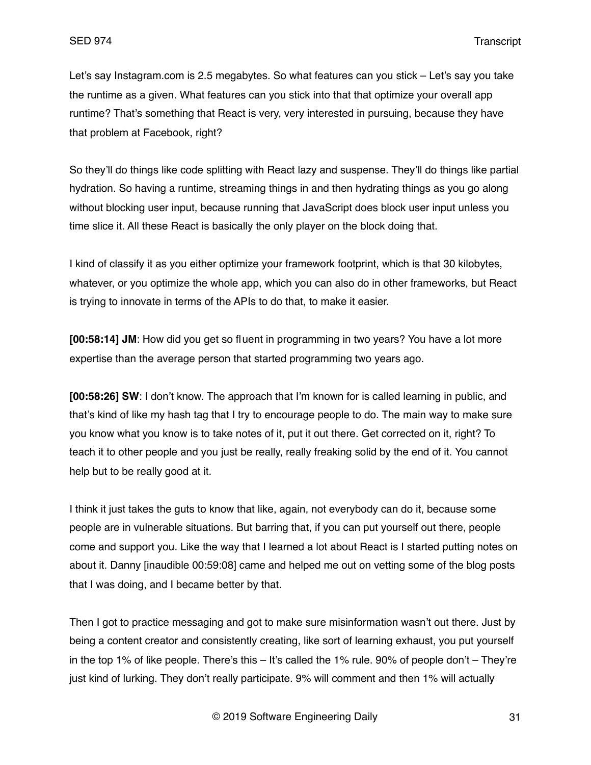Let's say Instagram.com is 2.5 megabytes. So what features can you stick – Let's say you take the runtime as a given. What features can you stick into that that optimize your overall app runtime? That's something that React is very, very interested in pursuing, because they have that problem at Facebook, right?

So they'll do things like code splitting with React lazy and suspense. They'll do things like partial hydration. So having a runtime, streaming things in and then hydrating things as you go along without blocking user input, because running that JavaScript does block user input unless you time slice it. All these React is basically the only player on the block doing that.

I kind of classify it as you either optimize your framework footprint, which is that 30 kilobytes, whatever, or you optimize the whole app, which you can also do in other frameworks, but React is trying to innovate in terms of the APIs to do that, to make it easier.

**[00:58:14] JM**: How did you get so fluent in programming in two years? You have a lot more expertise than the average person that started programming two years ago.

**[00:58:26] SW**: I don't know. The approach that I'm known for is called learning in public, and that's kind of like my hash tag that I try to encourage people to do. The main way to make sure you know what you know is to take notes of it, put it out there. Get corrected on it, right? To teach it to other people and you just be really, really freaking solid by the end of it. You cannot help but to be really good at it.

I think it just takes the guts to know that like, again, not everybody can do it, because some people are in vulnerable situations. But barring that, if you can put yourself out there, people come and support you. Like the way that I learned a lot about React is I started putting notes on about it. Danny [inaudible 00:59:08] came and helped me out on vetting some of the blog posts that I was doing, and I became better by that.

Then I got to practice messaging and got to make sure misinformation wasn't out there. Just by being a content creator and consistently creating, like sort of learning exhaust, you put yourself in the top 1% of like people. There's this – It's called the 1% rule. 90% of people don't – They're just kind of lurking. They don't really participate. 9% will comment and then 1% will actually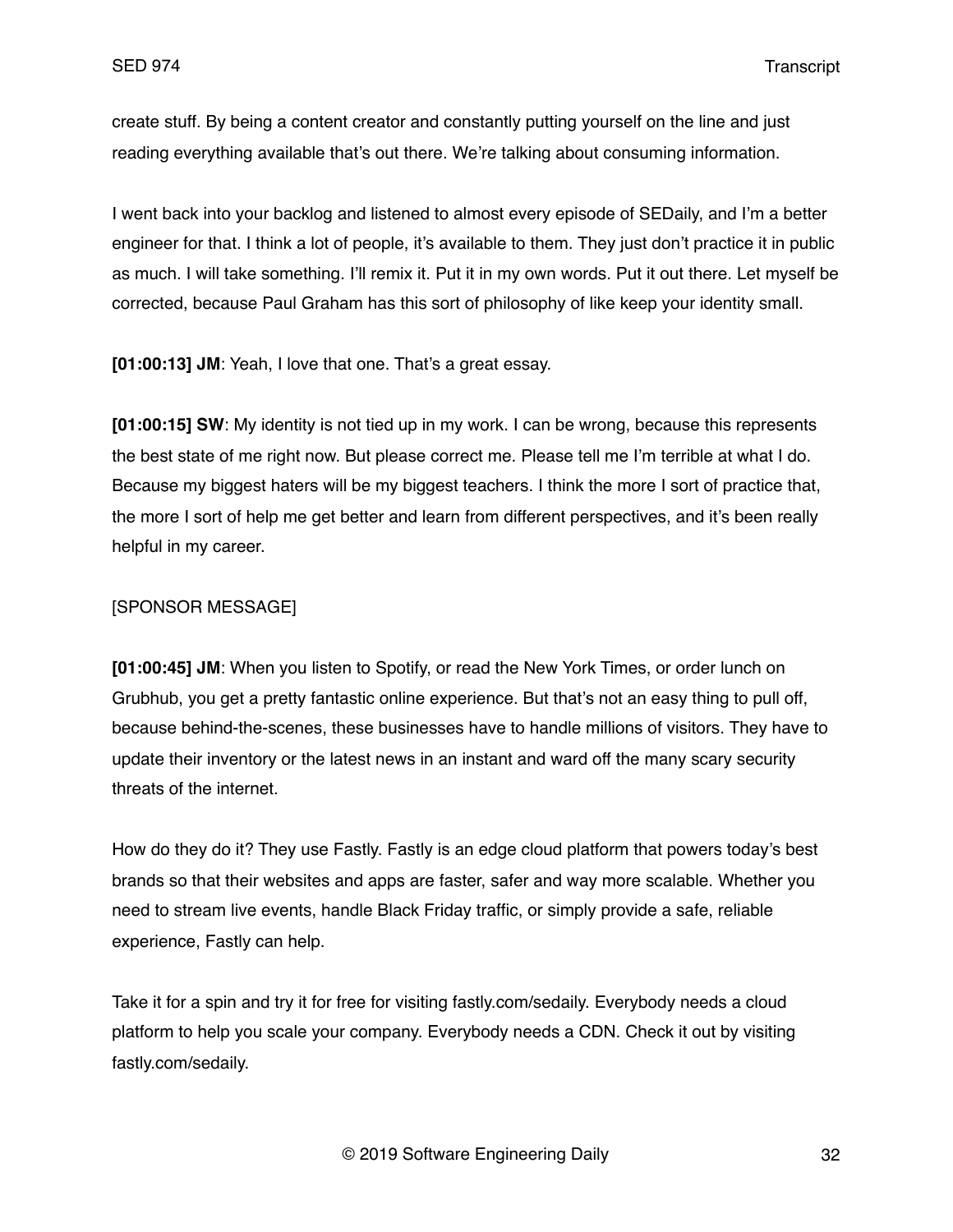create stuff. By being a content creator and constantly putting yourself on the line and just reading everything available that's out there. We're talking about consuming information.

I went back into your backlog and listened to almost every episode of SEDaily, and I'm a better engineer for that. I think a lot of people, it's available to them. They just don't practice it in public as much. I will take something. I'll remix it. Put it in my own words. Put it out there. Let myself be corrected, because Paul Graham has this sort of philosophy of like keep your identity small.

**[01:00:13] JM**: Yeah, I love that one. That's a great essay.

**[01:00:15] SW**: My identity is not tied up in my work. I can be wrong, because this represents the best state of me right now. But please correct me. Please tell me I'm terrible at what I do. Because my biggest haters will be my biggest teachers. I think the more I sort of practice that, the more I sort of help me get better and learn from different perspectives, and it's been really helpful in my career.

[SPONSOR MESSAGE]

**[01:00:45] JM**: When you listen to Spotify, or read the New York Times, or order lunch on Grubhub, you get a pretty fantastic online experience. But that's not an easy thing to pull off, because behind-the-scenes, these businesses have to handle millions of visitors. They have to update their inventory or the latest news in an instant and ward off the many scary security threats of the internet.

How do they do it? They use Fastly. Fastly is an edge cloud platform that powers today's best brands so that their websites and apps are faster, safer and way more scalable. Whether you need to stream live events, handle Black Friday traffic, or simply provide a safe, reliable experience, Fastly can help.

Take it for a spin and try it for free for visiting fastly.com/sedaily. Everybody needs a cloud platform to help you scale your company. Everybody needs a CDN. Check it out by visiting fastly.com/sedaily.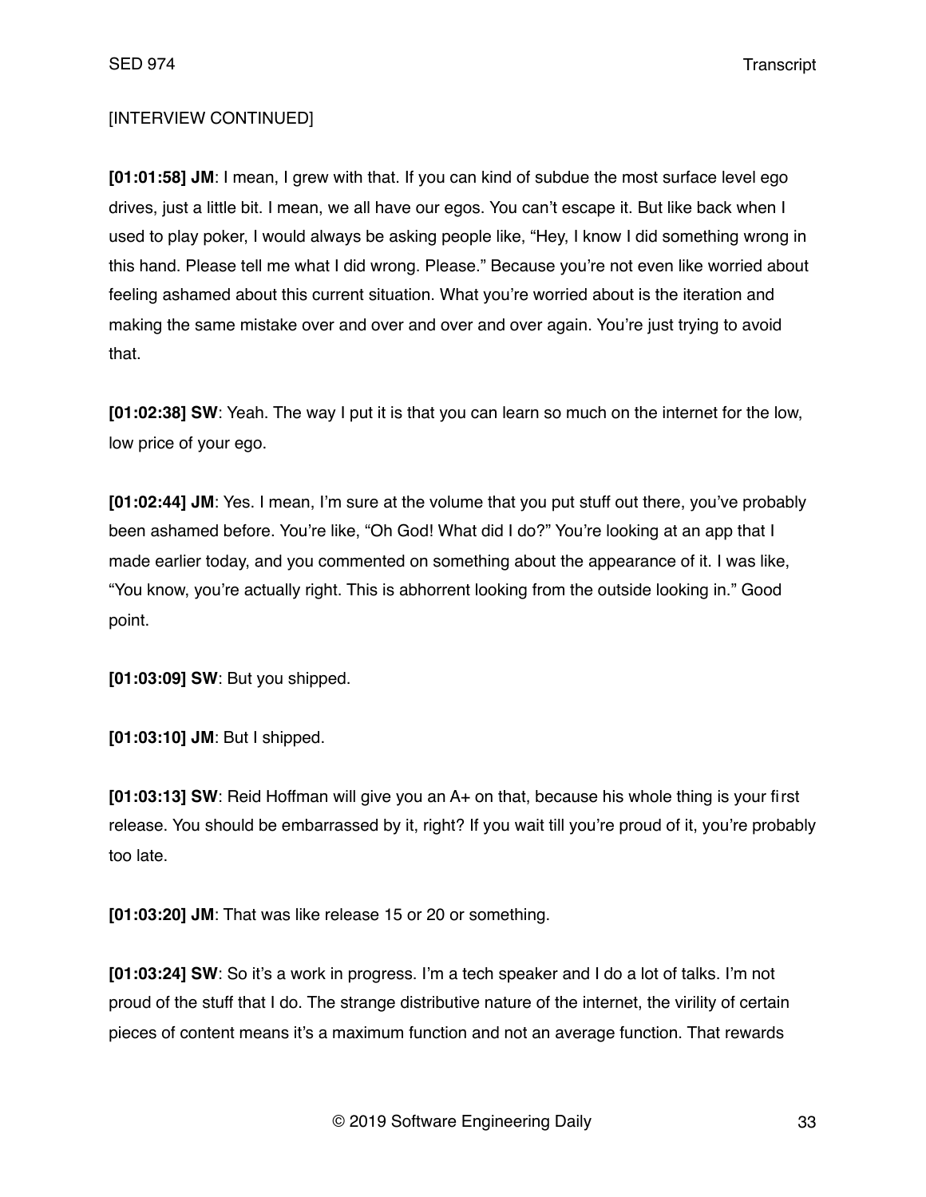[INTERVIEW CONTINUED]

**[01:01:58] JM**: I mean, I grew with that. If you can kind of subdue the most surface level ego drives, just a little bit. I mean, we all have our egos. You can't escape it. But like back when I used to play poker, I would always be asking people like, "Hey, I know I did something wrong in this hand. Please tell me what I did wrong. Please." Because you're not even like worried about feeling ashamed about this current situation. What you're worried about is the iteration and making the same mistake over and over and over and over again. You're just trying to avoid that.

**[01:02:38] SW**: Yeah. The way I put it is that you can learn so much on the internet for the low, low price of your ego.

**[01:02:44] JM**: Yes. I mean, I'm sure at the volume that you put stuff out there, you've probably been ashamed before. You're like, "Oh God! What did I do?" You're looking at an app that I made earlier today, and you commented on something about the appearance of it. I was like, "You know, you're actually right. This is abhorrent looking from the outside looking in." Good point.

**[01:03:09] SW**: But you shipped.

**[01:03:10] JM**: But I shipped.

**[01:03:13] SW**: Reid Hoffman will give you an A+ on that, because his whole thing is your first release. You should be embarrassed by it, right? If you wait till you're proud of it, you're probably too late.

**[01:03:20] JM**: That was like release 15 or 20 or something.

**[01:03:24] SW**: So it's a work in progress. I'm a tech speaker and I do a lot of talks. I'm not proud of the stuff that I do. The strange distributive nature of the internet, the virility of certain pieces of content means it's a maximum function and not an average function. That rewards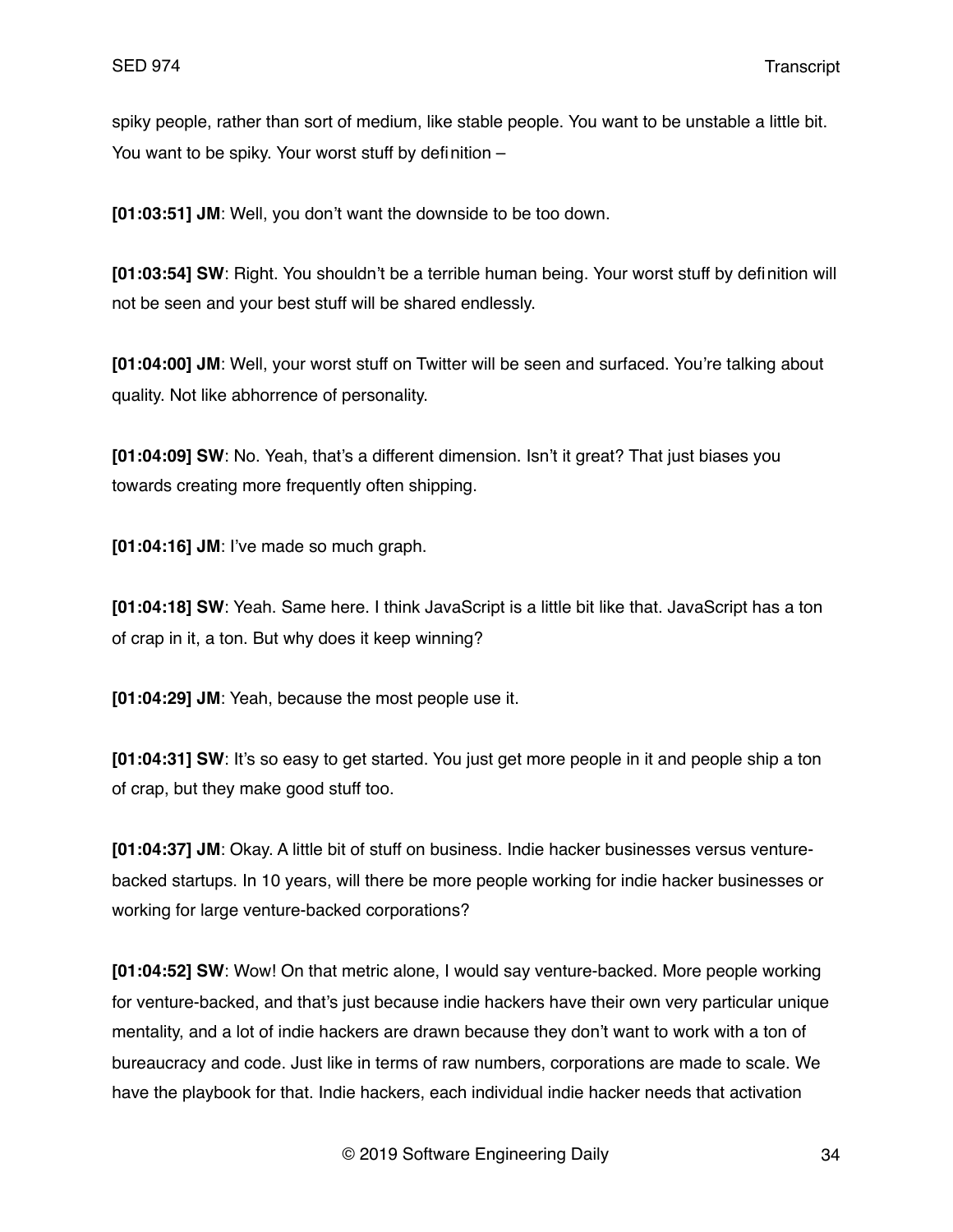spiky people, rather than sort of medium, like stable people. You want to be unstable a little bit. You want to be spiky. Your worst stuff by definition –

**[01:03:51] JM**: Well, you don't want the downside to be too down.

**[01:03:54] SW**: Right. You shouldn't be a terrible human being. Your worst stuff by definition will not be seen and your best stuff will be shared endlessly.

**[01:04:00] JM**: Well, your worst stuff on Twitter will be seen and surfaced. You're talking about quality. Not like abhorrence of personality.

**[01:04:09] SW**: No. Yeah, that's a different dimension. Isn't it great? That just biases you towards creating more frequently often shipping.

**[01:04:16] JM**: I've made so much graph.

**[01:04:18] SW**: Yeah. Same here. I think JavaScript is a little bit like that. JavaScript has a ton of crap in it, a ton. But why does it keep winning?

**[01:04:29] JM**: Yeah, because the most people use it.

**[01:04:31] SW**: It's so easy to get started. You just get more people in it and people ship a ton of crap, but they make good stuff too.

**[01:04:37] JM**: Okay. A little bit of stuff on business. Indie hacker businesses versus venture-backed startups. In 10 years, will there be more people working for indie hacker businesses or working for large venture-backed corporations?

**[01:04:52] SW**: Wow! On that metric alone, I would say venture-backed. More people working for venture-backed, and that's just because indie hackers have their own very particular unique mentality, and a lot of indie hackers are drawn because they don't want to work with a ton of bureaucracy and code. Just like in terms of raw numbers, corporations are made to scale. We have the playbook for that. Indie hackers, each individual indie hacker needs that activation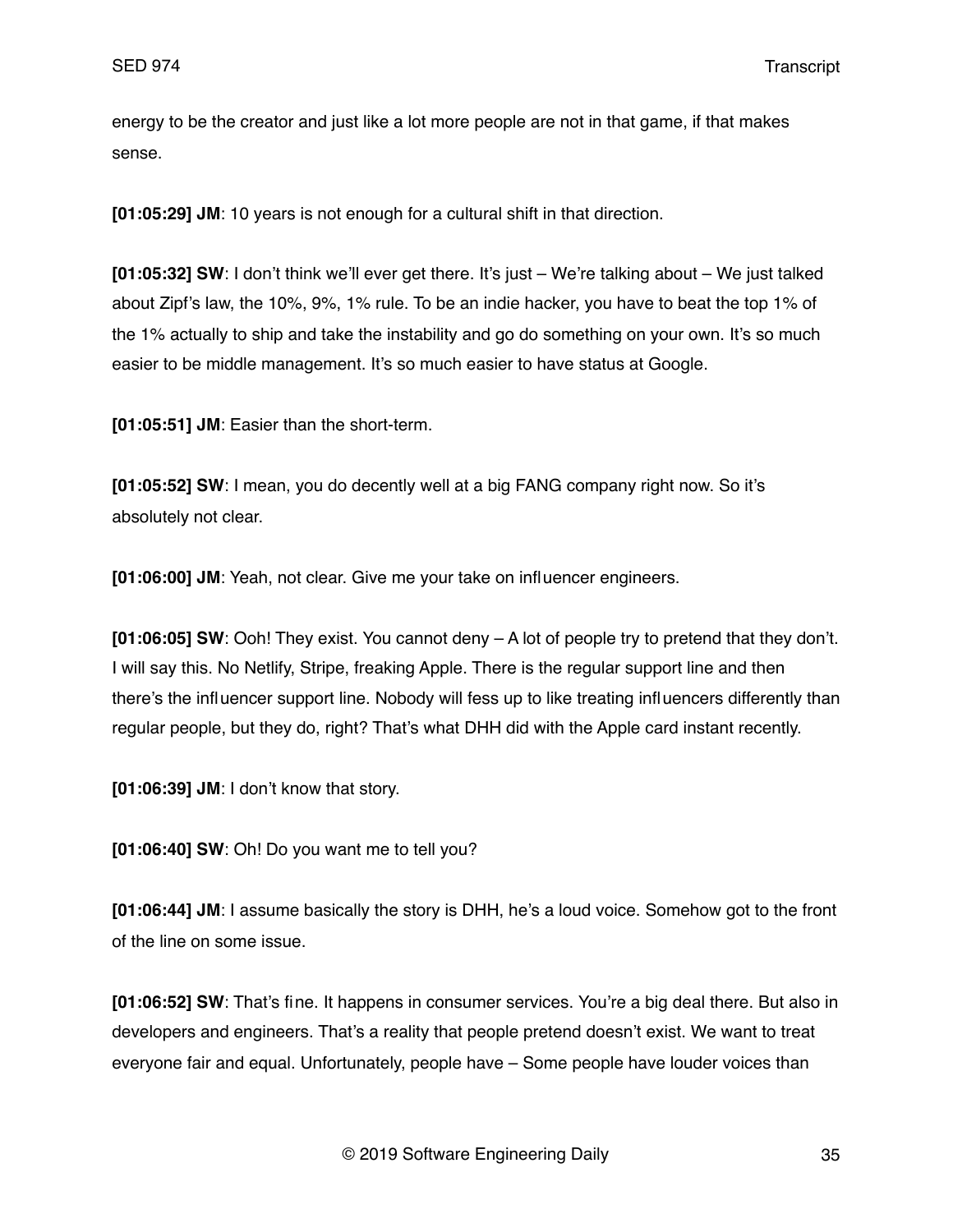energy to be the creator and just like a lot more people are not in that game, if that makes sense.

**[01:05:29] JM**: 10 years is not enough for a cultural shift in that direction.

**[01:05:32] SW**: I don't think we'll ever get there. It's just – We're talking about – We just talked about Zipf's law, the 10%, 9%, 1% rule. To be an indie hacker, you have to beat the top 1% of the 1% actually to ship and take the instability and go do something on your own. It's so much easier to be middle management. It's so much easier to have status at Google.

**[01:05:51] JM**: Easier than the short-term.

**[01:05:52] SW**: I mean, you do decently well at a big FANG company right now. So it's absolutely not clear.

**[01:06:00] JM**: Yeah, not clear. Give me your take on influencer engineers.

**[01:06:05] SW**: Ooh! They exist. You cannot deny – A lot of people try to pretend that they don't. I will say this. No Netlify, Stripe, freaking Apple. There is the regular support line and then there's the influencer support line. Nobody will fess up to like treating influencers differently than regular people, but they do, right? That's what DHH did with the Apple card instant recently.

**[01:06:39] JM**: I don't know that story.

**[01:06:40] SW**: Oh! Do you want me to tell you?

**[01:06:44] JM**: I assume basically the story is DHH, he's a loud voice. Somehow got to the front of the line on some issue.

**[01:06:52] SW**: That's fine. It happens in consumer services. You're a big deal there. But also in developers and engineers. That's a reality that people pretend doesn't exist. We want to treat everyone fair and equal. Unfortunately, people have – Some people have louder voices than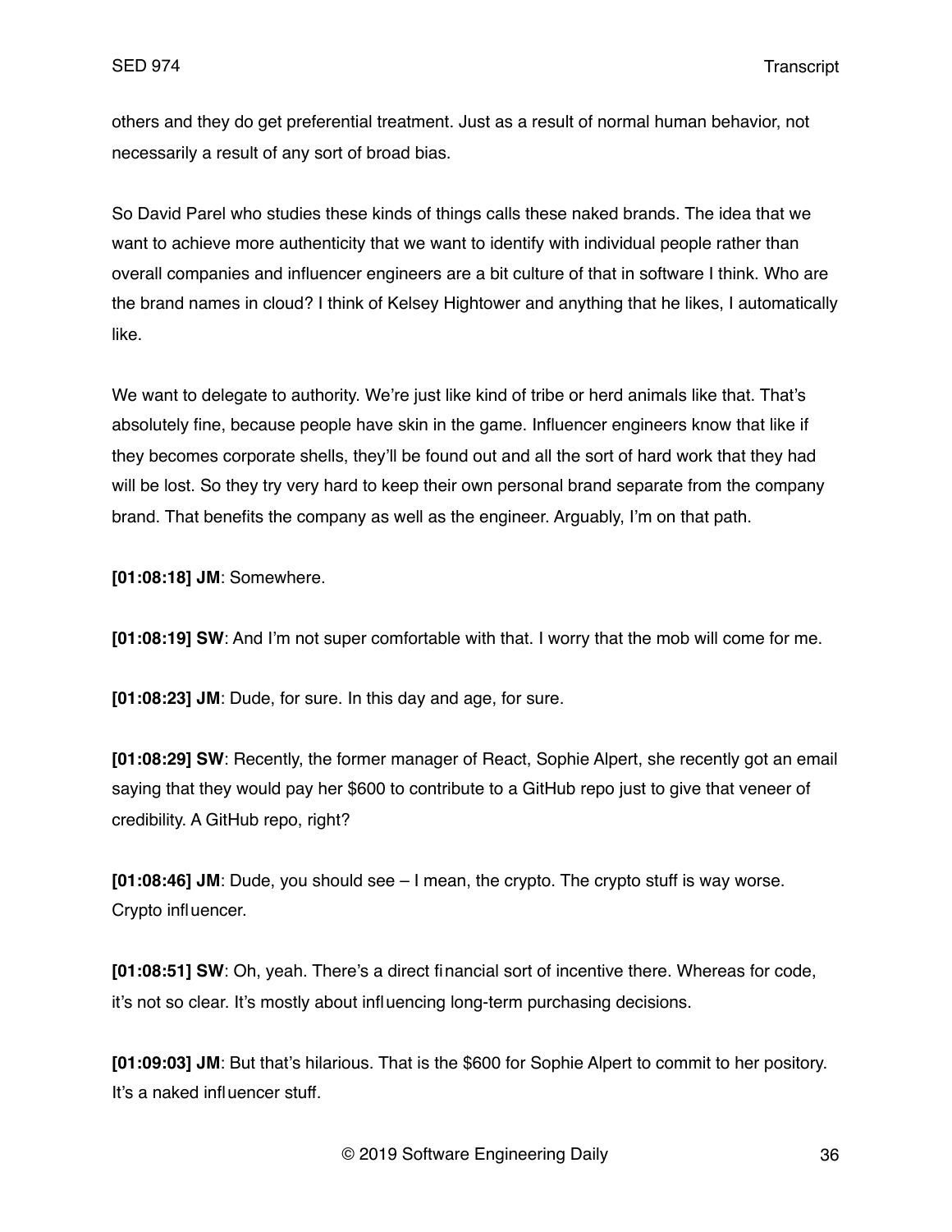others and they do get preferential treatment. Just as a result of normal human behavior, not necessarily a result of any sort of broad bias.

So David Parel who studies these kinds of things calls these naked brands. The idea that we want to achieve more authenticity that we want to identify with individual people rather than overall companies and influencer engineers are a bit culture of that in software I think. Who are the brand names in cloud? I think of Kelsey Hightower and anything that he likes, I automatically like.

We want to delegate to authority. We're just like kind of tribe or herd animals like that. That's absolutely fine, because people have skin in the game. Influencer engineers know that like if they becomes corporate shells, they'll be found out and all the sort of hard work that they had will be lost. So they try very hard to keep their own personal brand separate from the company brand. That benefits the company as well as the engineer. Arguably, I'm on that path.

**[01:08:18] JM**: Somewhere.

**[01:08:19] SW**: And I'm not super comfortable with that. I worry that the mob will come for me.

**[01:08:23] JM**: Dude, for sure. In this day and age, for sure.

**[01:08:29] SW**: Recently, the former manager of React, Sophie Alpert, she recently got an email saying that they would pay her $600 to contribute to a GitHub repo just to give that veneer of credibility. A GitHub repo, right?

**[01:08:46] JM**: Dude, you should see – I mean, the crypto. The crypto stuff is way worse. Crypto influencer.

**[01:08:51] SW**: Oh, yeah. There's a direct financial sort of incentive there. Whereas for code, it's not so clear. It's mostly about influencing long-term purchasing decisions.

**[01:09:03] JM**: But that's hilarious. That is the $600 for Sophie Alpert to commit to her pository. It's a naked influencer stuff.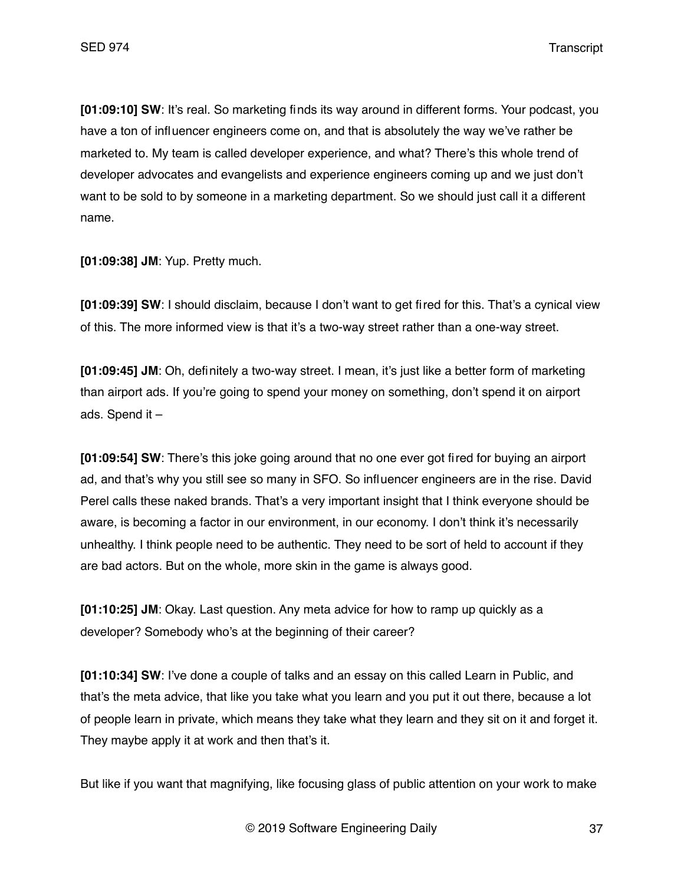**[01:09:10] SW**: It's real. So marketing finds its way around in different forms. Your podcast, you have a ton of influencer engineers come on, and that is absolutely the way we've rather be marketed to. My team is called developer experience, and what? There's this whole trend of developer advocates and evangelists and experience engineers coming up and we just don't want to be sold to by someone in a marketing department. So we should just call it a different name.

**[01:09:38] JM**: Yup. Pretty much.

**[01:09:39] SW**: I should disclaim, because I don't want to get fired for this. That's a cynical view of this. The more informed view is that it's a two-way street rather than a one-way street.

**[01:09:45] JM**: Oh, definitely a two-way street. I mean, it's just like a better form of marketing than airport ads. If you're going to spend your money on something, don't spend it on airport ads. Spend it –

**[01:09:54] SW**: There's this joke going around that no one ever got fired for buying an airport ad, and that's why you still see so many in SFO. So influencer engineers are in the rise. David Perel calls these naked brands. That's a very important insight that I think everyone should be aware, is becoming a factor in our environment, in our economy. I don't think it's necessarily unhealthy. I think people need to be authentic. They need to be sort of held to account if they are bad actors. But on the whole, more skin in the game is always good.

**[01:10:25] JM**: Okay. Last question. Any meta advice for how to ramp up quickly as a developer? Somebody who's at the beginning of their career?

**[01:10:34] SW**: I've done a couple of talks and an essay on this called Learn in Public, and that's the meta advice, that like you take what you learn and you put it out there, because a lot of people learn in private, which means they take what they learn and they sit on it and forget it. They maybe apply it at work and then that's it.

But like if you want that magnifying, like focusing glass of public attention on your work to make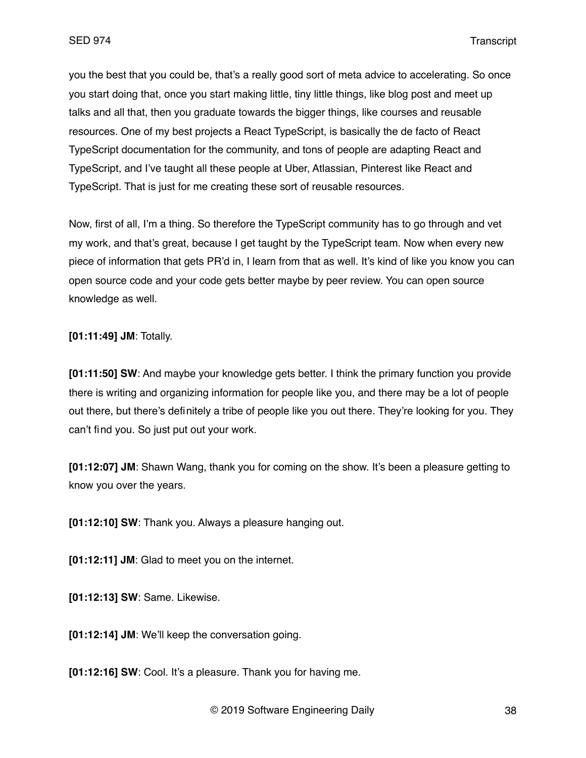you the best that you could be, that's a really good sort of meta advice to accelerating. So once you start doing that, once you start making little, tiny little things, like blog post and meet up talks and all that, then you graduate towards the bigger things, like courses and reusable resources. One of my best projects a React TypeScript, is basically the de facto of React TypeScript documentation for the community, and tons of people are adapting React and TypeScript, and I've taught all these people at Uber, Atlassian, Pinterest like React and TypeScript. That is just for me creating these sort of reusable resources.

Now, first of all, I'm a thing. So therefore the TypeScript community has to go through and vet my work, and that's great, because I get taught by the TypeScript team. Now when every new piece of information that gets PR'd in, I learn from that as well. It's kind of like you know you can open source code and your code gets better maybe by peer review. You can open source knowledge as well.

**[01:11:49] JM**: Totally.

**[01:11:50] SW**: And maybe your knowledge gets better. I think the primary function you provide there is writing and organizing information for people like you, and there may be a lot of people out there, but there's definitely a tribe of people like you out there. They're looking for you. They can't find you. So just put out your work.

**[01:12:07] JM**: Shawn Wang, thank you for coming on the show. It's been a pleasure getting to know you over the years.

**[01:12:10] SW**: Thank you. Always a pleasure hanging out.

**[01:12:11] JM**: Glad to meet you on the internet.

**[01:12:13] SW**: Same. Likewise.

**[01:12:14] JM**: We'll keep the conversation going.

**[01:12:16] SW**: Cool. It's a pleasure. Thank you for having me.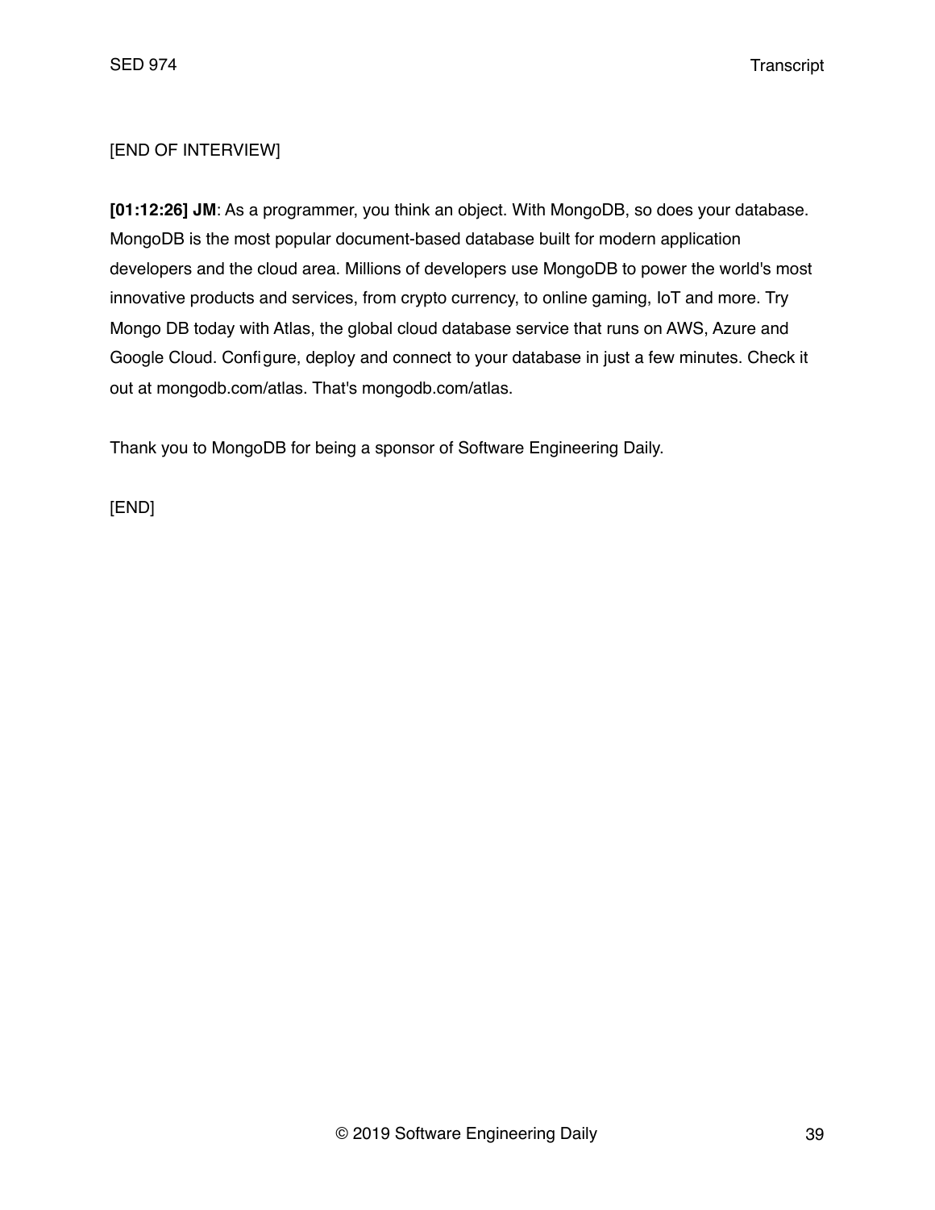[END OF INTERVIEW]

**[01:12:26] JM**: As a programmer, you think an object. With MongoDB, so does your database. MongoDB is the most popular document-based database built for modern application developers and the cloud area. Millions of developers use MongoDB to power the world's most innovative products and services, from crypto currency, to online gaming, IoT and more. Try Mongo DB today with Atlas, the global cloud database service that runs on AWS, Azure and Google Cloud. Configure, deploy and connect to your database in just a few minutes. Check it out at mongodb.com/atlas. That's mongodb.com/atlas.

Thank you to MongoDB for being a sponsor of Software Engineering Daily.

[END]